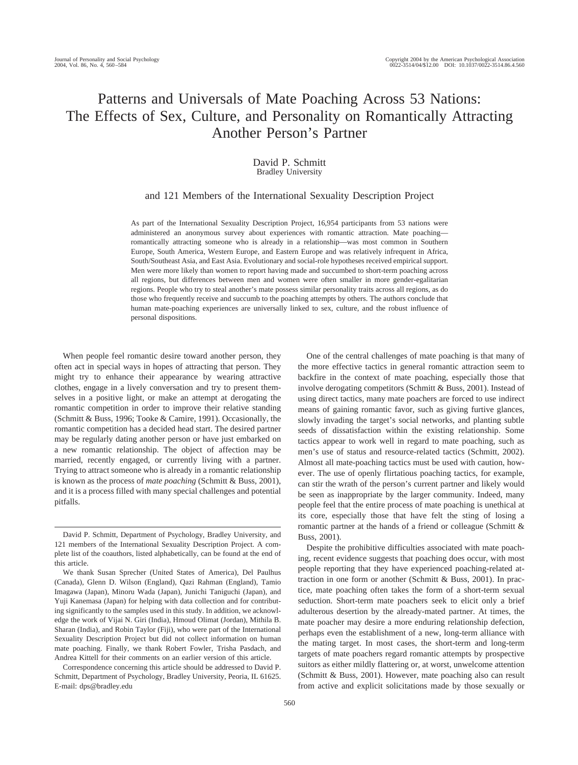# Patterns and Universals of Mate Poaching Across 53 Nations: The Effects of Sex, Culture, and Personality on Romantically Attracting Another Person's Partner

David P. Schmitt
Bradley University

and 121 Members of the International Sexuality Description Project

As part of the International Sexuality Description Project, 16,954 participants from 53 nations were administered an anonymous survey about experiences with romantic attraction. Mate poaching—romantically attracting someone who is already in a relationship—was most common in Southern Europe, South America, Western Europe, and Eastern Europe and was relatively infrequent in Africa, South/Southeast Asia, and East Asia. Evolutionary and social-role hypotheses received empirical support. Men were more likely than women to report having made and succumbed to short-term poaching across all regions, but differences between men and women were often smaller in more gender-egalitarian regions. People who try to steal another's mate possess similar personality traits across all regions, as do those who frequently receive and succumb to the poaching attempts by others. The authors conclude that human mate-poaching experiences are universally linked to sex, culture, and the robust influence of personal dispositions.

When people feel romantic desire toward another person, they often act in special ways in hopes of attracting that person. They might try to enhance their appearance by wearing attractive clothes, engage in a lively conversation and try to present themselves in a positive light, or make an attempt at derogating the romantic competition in order to improve their relative standing (Schmitt & Buss, 1996; Tooke & Camire, 1991). Occasionally, the romantic competition has a decided head start. The desired partner may be regularly dating another person or have just embarked on a new romantic relationship. The object of affection may be married, recently engaged, or currently living with a partner. Trying to attract someone who is already in a romantic relationship is known as the process of *mate poaching* (Schmitt & Buss, 2001), and it is a process filled with many special challenges and potential pitfalls.

One of the central challenges of mate poaching is that many of the more effective tactics in general romantic attraction seem to backfire in the context of mate poaching, especially those that involve derogating competitors (Schmitt & Buss, 2001). Instead of using direct tactics, many mate poachers are forced to use indirect means of gaining romantic favor, such as giving furtive glances, slowly invading the target's social networks, and planting subtle seeds of dissatisfaction within the existing relationship. Some tactics appear to work well in regard to mate poaching, such as men's use of status and resource-related tactics (Schmitt, 2002). Almost all mate-poaching tactics must be used with caution, however. The use of openly flirtatious poaching tactics, for example, can stir the wrath of the person's current partner and likely would be seen as inappropriate by the larger community. Indeed, many people feel that the entire process of mate poaching is unethical at its core, especially those that have felt the sting of losing a romantic partner at the hands of a friend or colleague (Schmitt & Buss, 2001).

Despite the prohibitive difficulties associated with mate poaching, recent evidence suggests that poaching does occur, with most people reporting that they have experienced poaching-related attraction in one form or another (Schmitt & Buss, 2001). In practice, mate poaching often takes the form of a short-term sexual seduction. Short-term mate poachers seek to elicit only a brief adulterous desertion by the already-mated partner. At times, the mate poacher may desire a more enduring relationship defection, perhaps even the establishment of a new, long-term alliance with the mating target. In most cases, the short-term and long-term targets of mate poachers regard romantic attempts by prospective suitors as either mildly flattering or, at worst, unwelcome attention (Schmitt & Buss, 2001). However, mate poaching also can result from active and explicit solicitations made by those sexually or

---

David P. Schmitt, Department of Psychology, Bradley University, and 121 members of the International Sexuality Description Project. A complete list of the coauthors, listed alphabetically, can be found at the end of this article.

We thank Susan Sprecher (United States of America), Del Paulhus (Canada), Glenn D. Wilson (England), Qazi Rahman (England), Tamio Imagawa (Japan), Minoru Wada (Japan), Junichi Taniguchi (Japan), and Yuji Kanemasa (Japan) for helping with data collection and for contributing significantly to the samples used in this study. In addition, we acknowledge the work of Vijai N. Giri (India), Hmoud Olimat (Jordan), Mithila B. Sharan (India), and Robin Taylor (Fiji), who were part of the International Sexuality Description Project but did not collect information on human mate poaching. Finally, we thank Robert Fowler, Trisha Pasdach, and Andrea Kittell for their comments on an earlier version of this article.

Correspondence concerning this article should be addressed to David P. Schmitt, Department of Psychology, Bradley University, Peoria, IL 61625. E-mail: dps@bradley.edu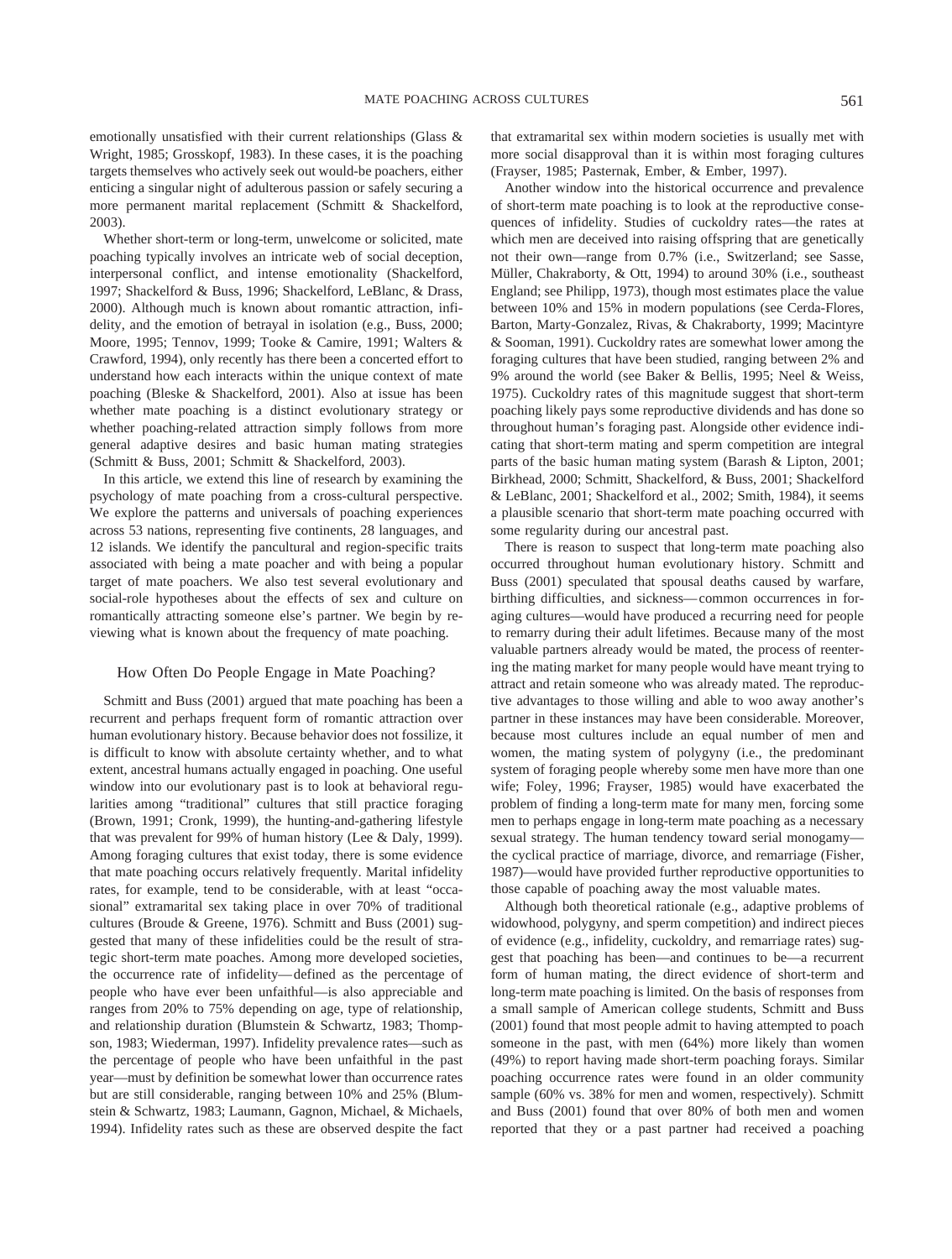emotionally unsatisfied with their current relationships (Glass & Wright, 1985; Grosskopf, 1983). In these cases, it is the poaching targets themselves who actively seek out would-be poachers, either enticing a singular night of adulterous passion or safely securing a more permanent marital replacement (Schmitt & Shackelford, 2003).

Whether short-term or long-term, unwelcome or solicited, mate poaching typically involves an intricate web of social deception, interpersonal conflict, and intense emotionality (Shackelford, 1997; Shackelford & Buss, 1996; Shackelford, LeBlanc, & Drass, 2000). Although much is known about romantic attraction, infidelity, and the emotion of betrayal in isolation (e.g., Buss, 2000; Moore, 1995; Tennov, 1999; Tooke & Camire, 1991; Walters & Crawford, 1994), only recently has there been a concerted effort to understand how each interacts within the unique context of mate poaching (Bleske & Shackelford, 2001). Also at issue has been whether mate poaching is a distinct evolutionary strategy or whether poaching-related attraction simply follows from more general adaptive desires and basic human mating strategies (Schmitt & Buss, 2001; Schmitt & Shackelford, 2003).

In this article, we extend this line of research by examining the psychology of mate poaching from a cross-cultural perspective. We explore the patterns and universals of poaching experiences across 53 nations, representing five continents, 28 languages, and 12 islands. We identify the pancultural and region-specific traits associated with being a mate poacher and with being a popular target of mate poachers. We also test several evolutionary and social-role hypotheses about the effects of sex and culture on romantically attracting someone else's partner. We begin by reviewing what is known about the frequency of mate poaching.

## How Often Do People Engage in Mate Poaching?

Schmitt and Buss (2001) argued that mate poaching has been a recurrent and perhaps frequent form of romantic attraction over human evolutionary history. Because behavior does not fossilize, it is difficult to know with absolute certainty whether, and to what extent, ancestral humans actually engaged in poaching. One useful window into our evolutionary past is to look at behavioral regularities among "traditional" cultures that still practice foraging (Brown, 1991; Cronk, 1999), the hunting-and-gathering lifestyle that was prevalent for 99% of human history (Lee & Daly, 1999). Among foraging cultures that exist today, there is some evidence that mate poaching occurs relatively frequently. Marital infidelity rates, for example, tend to be considerable, with at least "occasional" extramarital sex taking place in over 70% of traditional cultures (Broude & Greene, 1976). Schmitt and Buss (2001) suggested that many of these infidelities could be the result of strategic short-term mate poaches. Among more developed societies, the occurrence rate of infidelity—defined as the percentage of people who have ever been unfaithful—is also appreciable and ranges from 20% to 75% depending on age, type of relationship, and relationship duration (Blumstein & Schwartz, 1983; Thompson, 1983; Wiederman, 1997). Infidelity prevalence rates—such as the percentage of people who have been unfaithful in the past year—must by definition be somewhat lower than occurrence rates but are still considerable, ranging between 10% and 25% (Blumstein & Schwartz, 1983; Laumann, Gagnon, Michael, & Michaels, 1994). Infidelity rates such as these are observed despite the fact that extramarital sex within modern societies is usually met with more social disapproval than it is within most foraging cultures (Frayser, 1985; Pasternak, Ember, & Ember, 1997).

Another window into the historical occurrence and prevalence of short-term mate poaching is to look at the reproductive consequences of infidelity. Studies of cuckoldry rates—the rates at which men are deceived into raising offspring that are genetically not their own—range from 0.7% (i.e., Switzerland; see Sasse, Müller, Chakraborty, & Ott, 1994) to around 30% (i.e., southeast England; see Philipp, 1973), though most estimates place the value between 10% and 15% in modern populations (see Cerda-Flores, Barton, Marty-Gonzalez, Rivas, & Chakraborty, 1999; Macintyre & Sooman, 1991). Cuckoldry rates are somewhat lower among the foraging cultures that have been studied, ranging between 2% and 9% around the world (see Baker & Bellis, 1995; Neel & Weiss, 1975). Cuckoldry rates of this magnitude suggest that short-term poaching likely pays some reproductive dividends and has done so throughout human's foraging past. Alongside other evidence indicating that short-term mating and sperm competition are integral parts of the basic human mating system (Barash & Lipton, 2001; Birkhead, 2000; Schmitt, Shackelford, & Buss, 2001; Shackelford & LeBlanc, 2001; Shackelford et al., 2002; Smith, 1984), it seems a plausible scenario that short-term mate poaching occurred with some regularity during our ancestral past.

There is reason to suspect that long-term mate poaching also occurred throughout human evolutionary history. Schmitt and Buss (2001) speculated that spousal deaths caused by warfare, birthing difficulties, and sickness—common occurrences in foraging cultures—would have produced a recurring need for people to remarry during their adult lifetimes. Because many of the most valuable partners already would be mated, the process of reentering the mating market for many people would have meant trying to attract and retain someone who was already mated. The reproductive advantages to those willing and able to woo away another's partner in these instances may have been considerable. Moreover, because most cultures include an equal number of men and women, the mating system of polygyny (i.e., the predominant system of foraging people whereby some men have more than one wife; Foley, 1996; Frayser, 1985) would have exacerbated the problem of finding a long-term mate for many men, forcing some men to perhaps engage in long-term mate poaching as a necessary sexual strategy. The human tendency toward serial monogamy—the cyclical practice of marriage, divorce, and remarriage (Fisher, 1987)—would have provided further reproductive opportunities to those capable of poaching away the most valuable mates.

Although both theoretical rationale (e.g., adaptive problems of widowhood, polygyny, and sperm competition) and indirect pieces of evidence (e.g., infidelity, cuckoldry, and remarriage rates) suggest that poaching has been—and continues to be—a recurrent form of human mating, the direct evidence of short-term and long-term mate poaching is limited. On the basis of responses from a small sample of American college students, Schmitt and Buss (2001) found that most people admit to having attempted to poach someone in the past, with men (64%) more likely than women (49%) to report having made short-term poaching forays. Similar poaching occurrence rates were found in an older community sample (60% vs. 38% for men and women, respectively). Schmitt and Buss (2001) found that over 80% of both men and women reported that they or a past partner had received a poaching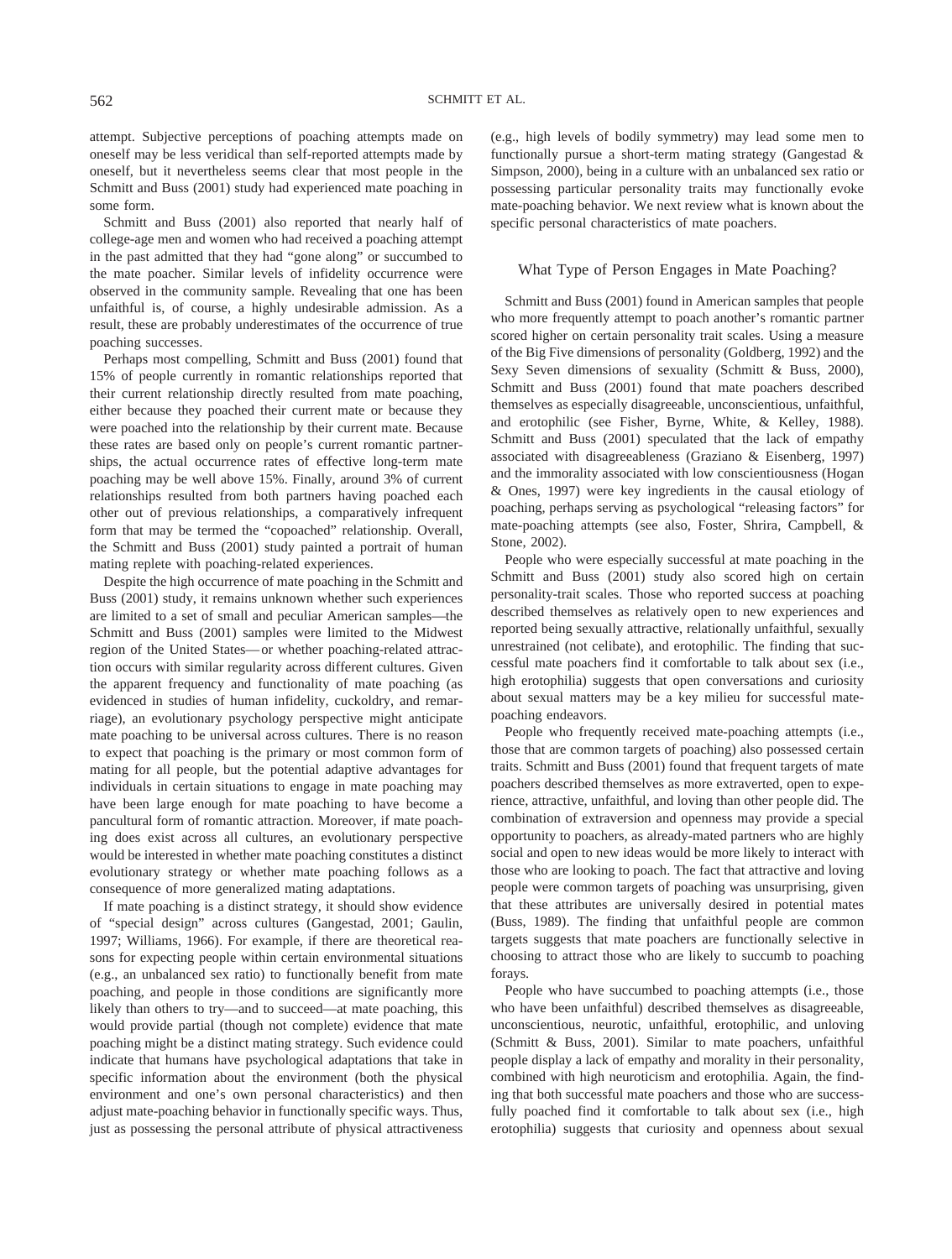attempt. Subjective perceptions of poaching attempts made on oneself may be less veridical than self-reported attempts made by oneself, but it nevertheless seems clear that most people in the Schmitt and Buss (2001) study had experienced mate poaching in some form.

Schmitt and Buss (2001) also reported that nearly half of college-age men and women who had received a poaching attempt in the past admitted that they had "gone along" or succumbed to the mate poacher. Similar levels of infidelity occurrence were observed in the community sample. Revealing that one has been unfaithful is, of course, a highly undesirable admission. As a result, these are probably underestimates of the occurrence of true poaching successes.

Perhaps most compelling, Schmitt and Buss (2001) found that 15% of people currently in romantic relationships reported that their current relationship directly resulted from mate poaching, either because they poached their current mate or because they were poached into the relationship by their current mate. Because these rates are based only on people's current romantic partnerships, the actual occurrence rates of effective long-term mate poaching may be well above 15%. Finally, around 3% of current relationships resulted from both partners having poached each other out of previous relationships, a comparatively infrequent form that may be termed the "copoached" relationship. Overall, the Schmitt and Buss (2001) study painted a portrait of human mating replete with poaching-related experiences.

Despite the high occurrence of mate poaching in the Schmitt and Buss (2001) study, it remains unknown whether such experiences are limited to a set of small and peculiar American samples—the Schmitt and Buss (2001) samples were limited to the Midwest region of the United States—or whether poaching-related attraction occurs with similar regularity across different cultures. Given the apparent frequency and functionality of mate poaching (as evidenced in studies of human infidelity, cuckoldry, and remarriage), an evolutionary psychology perspective might anticipate mate poaching to be universal across cultures. There is no reason to expect that poaching is the primary or most common form of mating for all people, but the potential adaptive advantages for individuals in certain situations to engage in mate poaching may have been large enough for mate poaching to have become a pancultural form of romantic attraction. Moreover, if mate poaching does exist across all cultures, an evolutionary perspective would be interested in whether mate poaching constitutes a distinct evolutionary strategy or whether mate poaching follows as a consequence of more generalized mating adaptations.

If mate poaching is a distinct strategy, it should show evidence of "special design" across cultures (Gangestad, 2001; Gaulin, 1997; Williams, 1966). For example, if there are theoretical reasons for expecting people within certain environmental situations (e.g., an unbalanced sex ratio) to functionally benefit from mate poaching, and people in those conditions are significantly more likely than others to try—and to succeed—at mate poaching, this would provide partial (though not complete) evidence that mate poaching might be a distinct mating strategy. Such evidence could indicate that humans have psychological adaptations that take in specific information about the environment (both the physical environment and one's own personal characteristics) and then adjust mate-poaching behavior in functionally specific ways. Thus, just as possessing the personal attribute of physical attractiveness (e.g., high levels of bodily symmetry) may lead some men to functionally pursue a short-term mating strategy (Gangestad & Simpson, 2000), being in a culture with an unbalanced sex ratio or possessing particular personality traits may functionally evoke mate-poaching behavior. We next review what is known about the specific personal characteristics of mate poachers.

## What Type of Person Engages in Mate Poaching?

Schmitt and Buss (2001) found in American samples that people who more frequently attempt to poach another's romantic partner scored higher on certain personality trait scales. Using a measure of the Big Five dimensions of personality (Goldberg, 1992) and the Sexy Seven dimensions of sexuality (Schmitt & Buss, 2000), Schmitt and Buss (2001) found that mate poachers described themselves as especially disagreeable, unconscientious, unfaithful, and erotophilic (see Fisher, Byrne, White, & Kelley, 1988). Schmitt and Buss (2001) speculated that the lack of empathy associated with disagreeableness (Graziano & Eisenberg, 1997) and the immorality associated with low conscientiousness (Hogan & Ones, 1997) were key ingredients in the causal etiology of poaching, perhaps serving as psychological "releasing factors" for mate-poaching attempts (see also, Foster, Shrira, Campbell, & Stone, 2002).

People who were especially successful at mate poaching in the Schmitt and Buss (2001) study also scored high on certain personality-trait scales. Those who reported success at poaching described themselves as relatively open to new experiences and reported being sexually attractive, relationally unfaithful, sexually unrestrained (not celibate), and erotophilic. The finding that successful mate poachers find it comfortable to talk about sex (i.e., high erotophilia) suggests that open conversations and curiosity about sexual matters may be a key milieu for successful mate-poaching endeavors.

People who frequently received mate-poaching attempts (i.e., those that are common targets of poaching) also possessed certain traits. Schmitt and Buss (2001) found that frequent targets of mate poachers described themselves as more extraverted, open to experience, attractive, unfaithful, and loving than other people did. The combination of extraversion and openness may provide a special opportunity to poachers, as already-mated partners who are highly social and open to new ideas would be more likely to interact with those who are looking to poach. The fact that attractive and loving people were common targets of poaching was unsurprising, given that these attributes are universally desired in potential mates (Buss, 1989). The finding that unfaithful people are common targets suggests that mate poachers are functionally selective in choosing to attract those who are likely to succumb to poaching forays.

People who have succumbed to poaching attempts (i.e., those who have been unfaithful) described themselves as disagreeable, unconscientious, neurotic, unfaithful, erotophilic, and unloving (Schmitt & Buss, 2001). Similar to mate poachers, unfaithful people display a lack of empathy and morality in their personality, combined with high neuroticism and erotophilia. Again, the finding that both successful mate poachers and those who are successfully poached find it comfortable to talk about sex (i.e., high erotophilia) suggests that curiosity and openness about sexual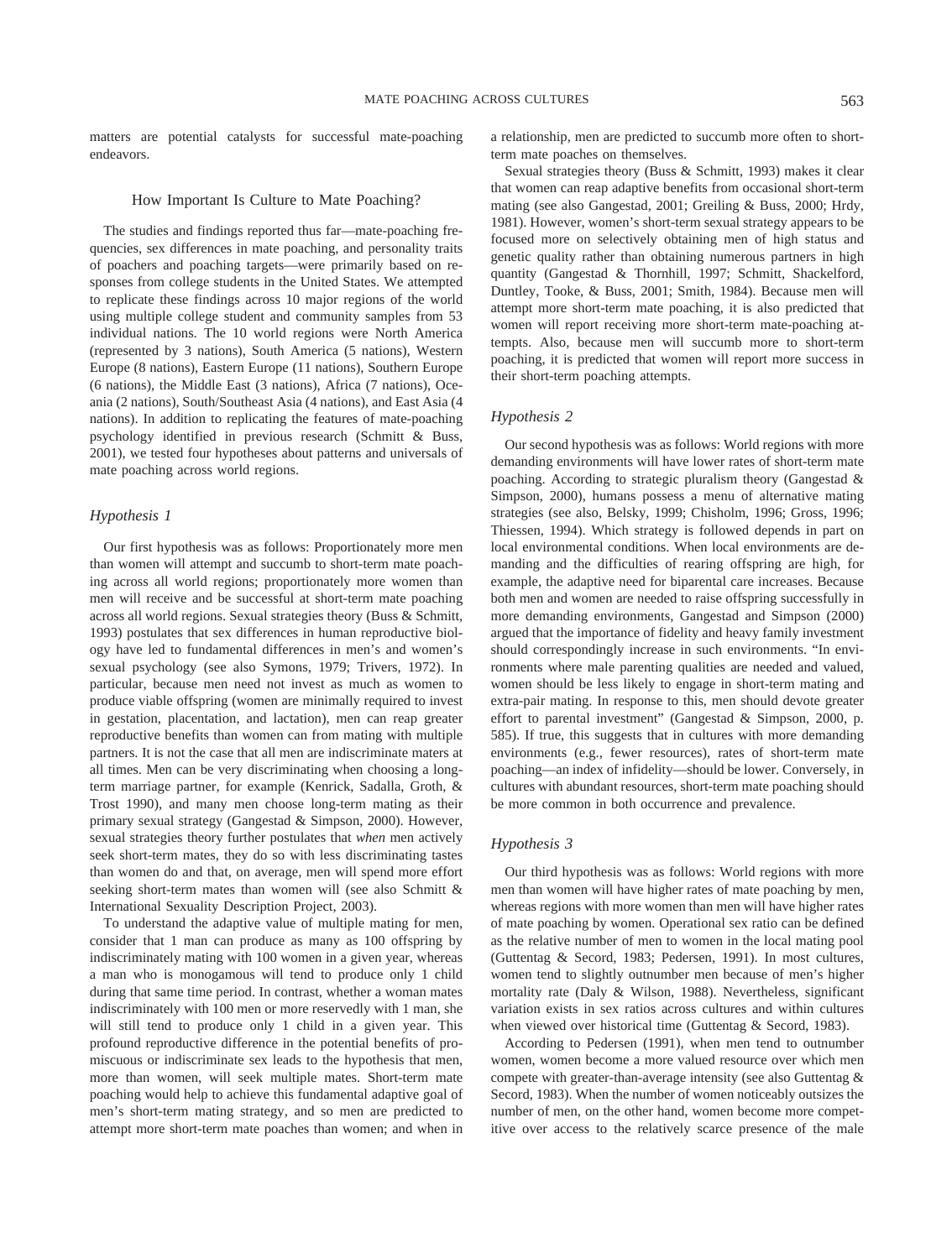matters are potential catalysts for successful mate-poaching endeavors.

## How Important Is Culture to Mate Poaching?

The studies and findings reported thus far—mate-poaching frequencies, sex differences in mate poaching, and personality traits of poachers and poaching targets—were primarily based on responses from college students in the United States. We attempted to replicate these findings across 10 major regions of the world using multiple college student and community samples from 53 individual nations. The 10 world regions were North America (represented by 3 nations), South America (5 nations), Western Europe (8 nations), Eastern Europe (11 nations), Southern Europe (6 nations), the Middle East (3 nations), Africa (7 nations), Oceania (2 nations), South/Southeast Asia (4 nations), and East Asia (4 nations). In addition to replicating the features of mate-poaching psychology identified in previous research (Schmitt & Buss, 2001), we tested four hypotheses about patterns and universals of mate poaching across world regions.

### *Hypothesis 1*

Our first hypothesis was as follows: Proportionately more men than women will attempt and succumb to short-term mate poaching across all world regions; proportionately more women than men will receive and be successful at short-term mate poaching across all world regions. Sexual strategies theory (Buss & Schmitt, 1993) postulates that sex differences in human reproductive biology have led to fundamental differences in men's and women's sexual psychology (see also Symons, 1979; Trivers, 1972). In particular, because men need not invest as much as women to produce viable offspring (women are minimally required to invest in gestation, placentation, and lactation), men can reap greater reproductive benefits than women can from mating with multiple partners. It is not the case that all men are indiscriminate maters at all times. Men can be very discriminating when choosing a long-term marriage partner, for example (Kenrick, Sadalla, Groth, & Trost 1990), and many men choose long-term mating as their primary sexual strategy (Gangestad & Simpson, 2000). However, sexual strategies theory further postulates that *when* men actively seek short-term mates, they do so with less discriminating tastes than women do and that, on average, men will spend more effort seeking short-term mates than women will (see also Schmitt & International Sexuality Description Project, 2003).

To understand the adaptive value of multiple mating for men, consider that 1 man can produce as many as 100 offspring by indiscriminately mating with 100 women in a given year, whereas a man who is monogamous will tend to produce only 1 child during that same time period. In contrast, whether a woman mates indiscriminately with 100 men or more reservedly with 1 man, she will still tend to produce only 1 child in a given year. This profound reproductive difference in the potential benefits of promiscuous or indiscriminate sex leads to the hypothesis that men, more than women, will seek multiple mates. Short-term mate poaching would help to achieve this fundamental adaptive goal of men's short-term mating strategy, and so men are predicted to attempt more short-term mate poaches than women; and when in a relationship, men are predicted to succumb more often to short-term mate poaches on themselves.

Sexual strategies theory (Buss & Schmitt, 1993) makes it clear that women can reap adaptive benefits from occasional short-term mating (see also Gangestad, 2001; Greiling & Buss, 2000; Hrdy, 1981). However, women's short-term sexual strategy appears to be focused more on selectively obtaining men of high status and genetic quality rather than obtaining numerous partners in high quantity (Gangestad & Thornhill, 1997; Schmitt, Shackelford, Duntley, Tooke, & Buss, 2001; Smith, 1984). Because men will attempt more short-term mate poaching, it is also predicted that women will report receiving more short-term mate-poaching attempts. Also, because men will succumb more to short-term poaching, it is predicted that women will report more success in their short-term poaching attempts.

### *Hypothesis 2*

Our second hypothesis was as follows: World regions with more demanding environments will have lower rates of short-term mate poaching. According to strategic pluralism theory (Gangestad & Simpson, 2000), humans possess a menu of alternative mating strategies (see also, Belsky, 1999; Chisholm, 1996; Gross, 1996; Thiessen, 1994). Which strategy is followed depends in part on local environmental conditions. When local environments are demanding and the difficulties of rearing offspring are high, for example, the adaptive need for biparental care increases. Because both men and women are needed to raise offspring successfully in more demanding environments, Gangestad and Simpson (2000) argued that the importance of fidelity and heavy family investment should correspondingly increase in such environments. "In environments where male parenting qualities are needed and valued, women should be less likely to engage in short-term mating and extra-pair mating. In response to this, men should devote greater effort to parental investment" (Gangestad & Simpson, 2000, p. 585). If true, this suggests that in cultures with more demanding environments (e.g., fewer resources), rates of short-term mate poaching—an index of infidelity—should be lower. Conversely, in cultures with abundant resources, short-term mate poaching should be more common in both occurrence and prevalence.

### *Hypothesis 3*

Our third hypothesis was as follows: World regions with more men than women will have higher rates of mate poaching by men, whereas regions with more women than men will have higher rates of mate poaching by women. Operational sex ratio can be defined as the relative number of men to women in the local mating pool (Guttentag & Secord, 1983; Pedersen, 1991). In most cultures, women tend to slightly outnumber men because of men's higher mortality rate (Daly & Wilson, 1988). Nevertheless, significant variation exists in sex ratios across cultures and within cultures when viewed over historical time (Guttentag & Secord, 1983).

According to Pedersen (1991), when men tend to outnumber women, women become a more valued resource over which men compete with greater-than-average intensity (see also Guttentag & Secord, 1983). When the number of women noticeably outsizes the number of men, on the other hand, women become more competitive over access to the relatively scarce presence of the male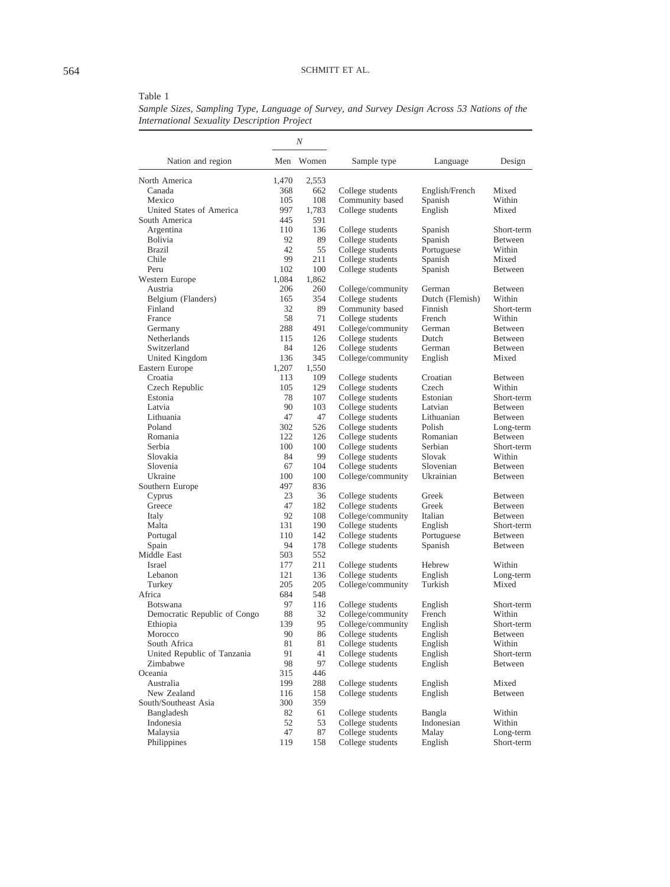Table 1
*Sample Sizes, Sampling Type, Language of Survey, and Survey Design Across 53 Nations of the International Sexuality Description Project*

| Nation and region | *N* | | Sample type | Language | Design |
|---|---|---|---|---|---|
| | Men | Women | | | |
| North America | 1,470 | 2,553 | | | |
| Canada | 368 | 662 | College students | English/French | Mixed |
| Mexico | 105 | 108 | Community based | Spanish | Within |
| United States of America | 997 | 1,783 | College students | English | Mixed |
| South America | 445 | 591 | | | |
| Argentina | 110 | 136 | College students | Spanish | Short-term |
| Bolivia | 92 | 89 | College students | Spanish | Between |
| Brazil | 42 | 55 | College students | Portuguese | Within |
| Chile | 99 | 211 | College students | Spanish | Mixed |
| Peru | 102 | 100 | College students | Spanish | Between |
| Western Europe | 1,084 | 1,862 | | | |
| Austria | 206 | 260 | College/community | German | Between |
| Belgium (Flanders) | 165 | 354 | College students | Dutch (Flemish) | Within |
| Finland | 32 | 89 | Community based | Finnish | Short-term |
| France | 58 | 71 | College students | French | Within |
| Germany | 288 | 491 | College/community | German | Between |
| Netherlands | 115 | 126 | College students | Dutch | Between |
| Switzerland | 84 | 126 | College students | German | Between |
| United Kingdom | 136 | 345 | College/community | English | Mixed |
| Eastern Europe | 1,207 | 1,550 | | | |
| Croatia | 113 | 109 | College students | Croatian | Between |
| Czech Republic | 105 | 129 | College students | Czech | Within |
| Estonia | 78 | 107 | College students | Estonian | Short-term |
| Latvia | 90 | 103 | College students | Latvian | Between |
| Lithuania | 47 | 47 | College students | Lithuanian | Between |
| Poland | 302 | 526 | College students | Polish | Long-term |
| Romania | 122 | 126 | College students | Romanian | Between |
| Serbia | 100 | 100 | College students | Serbian | Short-term |
| Slovakia | 84 | 99 | College students | Slovak | Within |
| Slovenia | 67 | 104 | College students | Slovenian | Between |
| Ukraine | 100 | 100 | College/community | Ukrainian | Between |
| Southern Europe | 497 | 836 | | | |
| Cyprus | 23 | 36 | College students | Greek | Between |
| Greece | 47 | 182 | College students | Greek | Between |
| Italy | 92 | 108 | College/community | Italian | Between |
| Malta | 131 | 190 | College students | English | Short-term |
| Portugal | 110 | 142 | College students | Portuguese | Between |
| Spain | 94 | 178 | College students | Spanish | Between |
| Middle East | 503 | 552 | | | |
| Israel | 177 | 211 | College students | Hebrew | Within |
| Lebanon | 121 | 136 | College students | English | Long-term |
| Turkey | 205 | 205 | College/community | Turkish | Mixed |
| Africa | 684 | 548 | | | |
| Botswana | 97 | 116 | College students | English | Short-term |
| Democratic Republic of Congo | 88 | 32 | College/community | French | Within |
| Ethiopia | 139 | 95 | College/community | English | Short-term |
| Morocco | 90 | 86 | College students | English | Between |
| South Africa | 81 | 81 | College students | English | Within |
| United Republic of Tanzania | 91 | 41 | College students | English | Short-term |
| Zimbabwe | 98 | 97 | College students | English | Between |
| Oceania | 315 | 446 | | | |
| Australia | 199 | 288 | College students | English | Mixed |
| New Zealand | 116 | 158 | College students | English | Between |
| South/Southeast Asia | 300 | 359 | | | |
| Bangladesh | 82 | 61 | College students | Bangla | Within |
| Indonesia | 52 | 53 | College students | Indonesian | Within |
| Malaysia | 47 | 87 | College students | Malay | Long-term |
| Philippines | 119 | 158 | College students | English | Short-term |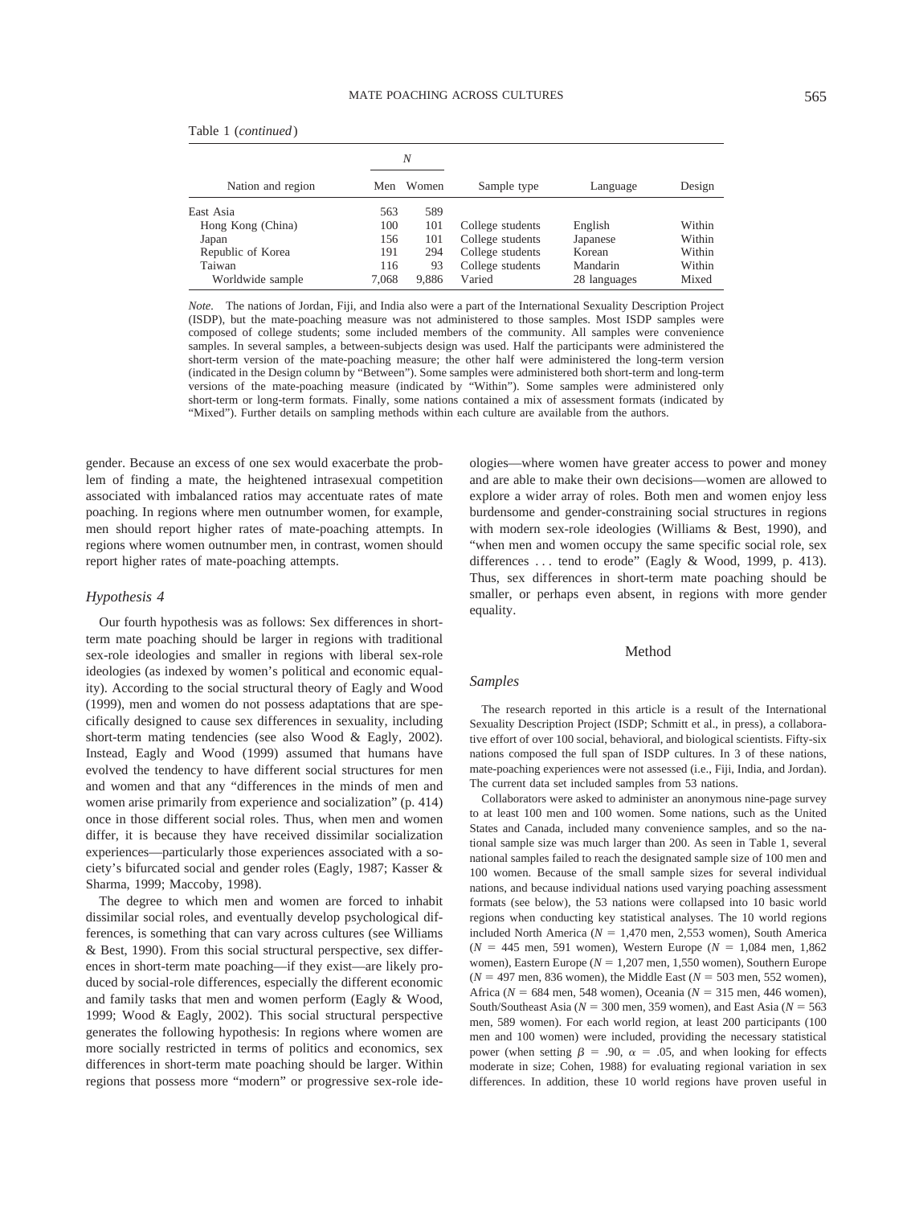Table 1 (*continued*)

| Nation and region | *N* | | Sample type | Language | Design |
|---|---|---|---|---|---|
| | Men | Women | | | |
| East Asia | 563 | 589 | | | |
| Hong Kong (China) | 100 | 101 | College students | English | Within |
| Japan | 156 | 101 | College students | Japanese | Within |
| Republic of Korea | 191 | 294 | College students | Korean | Within |
| Taiwan | 116 | 93 | College students | Mandarin | Within |
| Worldwide sample | 7,068 | 9,886 | Varied | 28 languages | Mixed |

*Note.* The nations of Jordan, Fiji, and India also were a part of the International Sexuality Description Project (ISDP), but the mate-poaching measure was not administered to those samples. Most ISDP samples were composed of college students; some included members of the community. All samples were convenience samples. In several samples, a between-subjects design was used. Half the participants were administered the short-term version of the mate-poaching measure; the other half were administered the long-term version (indicated in the Design column by "Between"). Some samples were administered both short-term and long-term versions of the mate-poaching measure (indicated by "Within"). Some samples were administered only short-term or long-term formats. Finally, some nations contained a mix of assessment formats (indicated by "Mixed"). Further details on sampling methods within each culture are available from the authors.

gender. Because an excess of one sex would exacerbate the problem of finding a mate, the heightened intrasexual competition associated with imbalanced ratios may accentuate rates of mate poaching. In regions where men outnumber women, for example, men should report higher rates of mate-poaching attempts. In regions where women outnumber men, in contrast, women should report higher rates of mate-poaching attempts.

### *Hypothesis 4*

Our fourth hypothesis was as follows: Sex differences in short-term mate poaching should be larger in regions with traditional sex-role ideologies and smaller in regions with liberal sex-role ideologies (as indexed by women's political and economic equality). According to the social structural theory of Eagly and Wood (1999), men and women do not possess adaptations that are specifically designed to cause sex differences in sexuality, including short-term mating tendencies (see also Wood & Eagly, 2002). Instead, Eagly and Wood (1999) assumed that humans have evolved the tendency to have different social structures for men and women and that any "differences in the minds of men and women arise primarily from experience and socialization" (p. 414) once in those different social roles. Thus, when men and women differ, it is because they have received dissimilar socialization experiences—particularly those experiences associated with a society's bifurcated social and gender roles (Eagly, 1987; Kasser & Sharma, 1999; Maccoby, 1998).

The degree to which men and women are forced to inhabit dissimilar social roles, and eventually develop psychological differences, is something that can vary across cultures (see Williams & Best, 1990). From this social structural perspective, sex differences in short-term mate poaching—if they exist—are likely produced by social-role differences, especially the different economic and family tasks that men and women perform (Eagly & Wood, 1999; Wood & Eagly, 2002). This social structural perspective generates the following hypothesis: In regions where women are more socially restricted in terms of politics and economics, sex differences in short-term mate poaching should be larger. Within regions that possess more "modern" or progressive sex-role ideologies—where women have greater access to power and money and are able to make their own decisions—women are allowed to explore a wider array of roles. Both men and women enjoy less burdensome and gender-constraining social structures in regions with modern sex-role ideologies (Williams & Best, 1990), and "when men and women occupy the same specific social role, sex differences . . . tend to erode" (Eagly & Wood, 1999, p. 413). Thus, sex differences in short-term mate poaching should be smaller, or perhaps even absent, in regions with more gender equality.

## Method

### *Samples*

The research reported in this article is a result of the International Sexuality Description Project (ISDP; Schmitt et al., in press), a collaborative effort of over 100 social, behavioral, and biological scientists. Fifty-six nations composed the full span of ISDP cultures. In 3 of these nations, mate-poaching experiences were not assessed (i.e., Fiji, India, and Jordan). The current data set included samples from 53 nations.

Collaborators were asked to administer an anonymous nine-page survey to at least 100 men and 100 women. Some nations, such as the United States and Canada, included many convenience samples, and so the national sample size was much larger than 200. As seen in Table 1, several national samples failed to reach the designated sample size of 100 men and 100 women. Because of the small sample sizes for several individual nations, and because individual nations used varying poaching assessment formats (see below), the 53 nations were collapsed into 10 basic world regions when conducting key statistical analyses. The 10 world regions included North America ($N$ = 1,470 men, 2,553 women), South America ($N$ = 445 men, 591 women), Western Europe ($N$ = 1,084 men, 1,862 women), Eastern Europe ($N$ = 1,207 men, 1,550 women), Southern Europe ($N$ = 497 men, 836 women), the Middle East ($N$ = 503 men, 552 women), Africa ($N$ = 684 men, 548 women), Oceania ($N$ = 315 men, 446 women), South/Southeast Asia ($N$ = 300 men, 359 women), and East Asia ($N$ = 563 men, 589 women). For each world region, at least 200 participants (100 men and 100 women) were included, providing the necessary statistical power (when setting $\beta$ = .90, $\alpha$ = .05, and when looking for effects moderate in size; Cohen, 1988) for evaluating regional variation in sex differences. In addition, these 10 world regions have proven useful in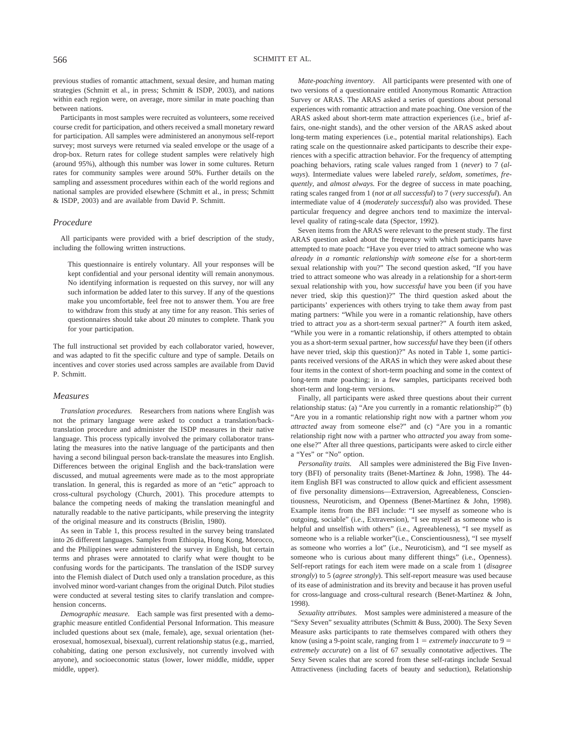previous studies of romantic attachment, sexual desire, and human mating strategies (Schmitt et al., in press; Schmitt & ISDP, 2003), and nations within each region were, on average, more similar in mate poaching than between nations.

Participants in most samples were recruited as volunteers, some received course credit for participation, and others received a small monetary reward for participation. All samples were administered an anonymous self-report survey; most surveys were returned via sealed envelope or the usage of a drop-box. Return rates for college student samples were relatively high (around 95%), although this number was lower in some cultures. Return rates for community samples were around 50%. Further details on the sampling and assessment procedures within each of the world regions and national samples are provided elsewhere (Schmitt et al., in press; Schmitt & ISDP, 2003) and are available from David P. Schmitt.

## Procedure

All participants were provided with a brief description of the study, including the following written instructions.

> This questionnaire is entirely voluntary. All your responses will be kept confidential and your personal identity will remain anonymous. No identifying information is requested on this survey, nor will any such information be added later to this survey. If any of the questions make you uncomfortable, feel free not to answer them. You are free to withdraw from this study at any time for any reason. This series of questionnaires should take about 20 minutes to complete. Thank you for your participation.

The full instructional set provided by each collaborator varied, however, and was adapted to fit the specific culture and type of sample. Details on incentives and cover stories used across samples are available from David P. Schmitt.

## Measures

*Translation procedures.* Researchers from nations where English was not the primary language were asked to conduct a translation/back-translation procedure and administer the ISDP measures in their native language. This process typically involved the primary collaborator translating the measures into the native language of the participants and then having a second bilingual person back-translate the measures into English. Differences between the original English and the back-translation were discussed, and mutual agreements were made as to the most appropriate translation. In general, this is regarded as more of an "etic" approach to cross-cultural psychology (Church, 2001). This procedure attempts to balance the competing needs of making the translation meaningful and naturally readable to the native participants, while preserving the integrity of the original measure and its constructs (Brislin, 1980).

As seen in Table 1, this process resulted in the survey being translated into 26 different languages. Samples from Ethiopia, Hong Kong, Morocco, and the Philippines were administered the survey in English, but certain terms and phrases were annotated to clarify what were thought to be confusing words for the participants. The translation of the ISDP survey into the Flemish dialect of Dutch used only a translation procedure, as this involved minor word-variant changes from the original Dutch. Pilot studies were conducted at several testing sites to clarify translation and comprehension concerns.

*Demographic measure.* Each sample was first presented with a demographic measure entitled Confidential Personal Information. This measure included questions about sex (male, female), age, sexual orientation (heterosexual, homosexual, bisexual), current relationship status (e.g., married, cohabiting, dating one person exclusively, not currently involved with anyone), and socioeconomic status (lower, lower middle, middle, upper middle, upper).

*Mate-poaching inventory.* All participants were presented with one of two versions of a questionnaire entitled Anonymous Romantic Attraction Survey or ARAS. The ARAS asked a series of questions about personal experiences with romantic attraction and mate poaching. One version of the ARAS asked about short-term mate attraction experiences (i.e., brief affairs, one-night stands), and the other version of the ARAS asked about long-term mating experiences (i.e., potential marital relationships). Each rating scale on the questionnaire asked participants to describe their experiences with a specific attraction behavior. For the frequency of attempting poaching behaviors, rating scale values ranged from 1 (*never*) to 7 (*always*). Intermediate values were labeled *rarely, seldom, sometimes, frequently,* and *almost always.* For the degree of success in mate poaching, rating scales ranged from 1 (*not at all successful*) to 7 (*very successful*). An intermediate value of 4 (*moderately successful*) also was provided. These particular frequency and degree anchors tend to maximize the interval-level quality of rating-scale data (Spector, 1992).

Seven items from the ARAS were relevant to the present study. The first ARAS question asked about the frequency with which participants have attempted to mate poach: "Have you ever tried to attract someone who was *already in a romantic relationship with someone else* for a short-term sexual relationship with you?" The second question asked, "If you have tried to attract someone who was already in a relationship for a short-term sexual relationship with you, how *successful* have you been (if you have never tried, skip this question)?" The third question asked about the participants' experiences with others trying to take them away from past mating partners: "While you were in a romantic relationship, have others tried to attract *you* as a short-term sexual partner?" A fourth item asked, "While you were in a romantic relationship, if others attempted to obtain you as a short-term sexual partner, how *successful* have they been (if others have never tried, skip this question)?" As noted in Table 1, some participants received versions of the ARAS in which they were asked about these four items in the context of short-term poaching and some in the context of long-term mate poaching; in a few samples, participants received both short-term and long-term versions.

Finally, all participants were asked three questions about their current relationship status: (a) "Are you currently in a romantic relationship?" (b) "Are you in a romantic relationship right now with a partner whom *you attracted* away from someone else?" and (c) "Are you in a romantic relationship right now with a partner who *attracted you* away from someone else?" After all three questions, participants were asked to circle either a "Yes" or "No" option.

*Personality traits.* All samples were administered the Big Five Inventory (BFI) of personality traits (Benet-Martínez & John, 1998). The 44-item English BFI was constructed to allow quick and efficient assessment of five personality dimensions—Extraversion, Agreeableness, Conscientiousness, Neuroticism, and Openness (Benet-Martínez & John, 1998). Example items from the BFI include: "I see myself as someone who is outgoing, sociable" (i.e., Extraversion), "I see myself as someone who is helpful and unselfish with others" (i.e., Agreeableness), "I see myself as someone who is a reliable worker"(i.e., Conscientiousness), "I see myself as someone who worries a lot" (i.e., Neuroticism), and "I see myself as someone who is curious about many different things" (i.e., Openness). Self-report ratings for each item were made on a scale from 1 (*disagree strongly*) to 5 (*agree strongly*). This self-report measure was used because of its ease of administration and its brevity and because it has proven useful for cross-language and cross-cultural research (Benet-Martínez & John, 1998).

*Sexuality attributes.* Most samples were administered a measure of the "Sexy Seven" sexuality attributes (Schmitt & Buss, 2000). The Sexy Seven Measure asks participants to rate themselves compared with others they know (using a 9-point scale, ranging from 1 = *extremely inaccurate* to 9 = *extremely accurate*) on a list of 67 sexually connotative adjectives. The Sexy Seven scales that are scored from these self-ratings include Sexual Attractiveness (including facets of beauty and seduction), Relationship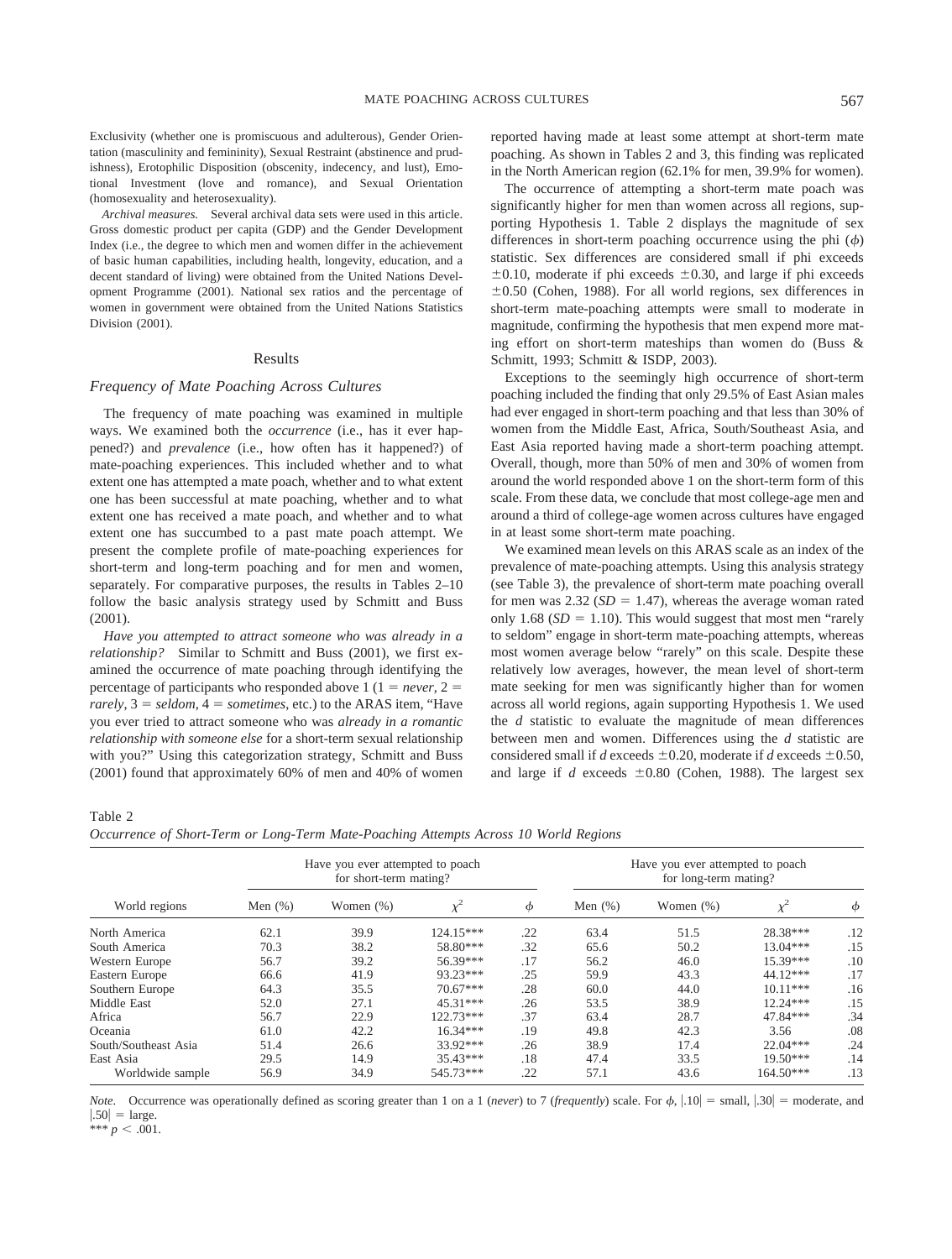Exclusivity (whether one is promiscuous and adulterous), Gender Orientation (masculinity and femininity), Sexual Restraint (abstinence and prudishness), Erotophilic Disposition (obscenity, indecency, and lust), Emotional Investment (love and romance), and Sexual Orientation (homosexuality and heterosexuality).

*Archival measures.* Several archival data sets were used in this article. Gross domestic product per capita (GDP) and the Gender Development Index (i.e., the degree to which men and women differ in the achievement of basic human capabilities, including health, longevity, education, and a decent standard of living) were obtained from the United Nations Development Programme (2001). National sex ratios and the percentage of women in government were obtained from the United Nations Statistics Division (2001).

## Results

### Frequency of Mate Poaching Across Cultures

The frequency of mate poaching was examined in multiple ways. We examined both the *occurrence* (i.e., has it ever happened?) and *prevalence* (i.e., how often has it happened?) of mate-poaching experiences. This included whether and to what extent one has attempted a mate poach, whether and to what extent one has been successful at mate poaching, whether and to what extent one has received a mate poach, and whether and to what extent one has succumbed to a past mate poach attempt. We present the complete profile of mate-poaching experiences for short-term and long-term poaching and for men and women, separately. For comparative purposes, the results in Tables 2–10 follow the basic analysis strategy used by Schmitt and Buss (2001).

*Have you attempted to attract someone who was already in a relationship?* Similar to Schmitt and Buss (2001), we first examined the occurrence of mate poaching through identifying the percentage of participants who responded above 1 (1 = *never*, 2 = *rarely*, 3 = *seldom*, 4 = *sometimes*, etc.) to the ARAS item, "Have you ever tried to attract someone who was *already in a romantic relationship with someone else* for a short-term sexual relationship with you?" Using this categorization strategy, Schmitt and Buss (2001) found that approximately 60% of men and 40% of women reported having made at least some attempt at short-term mate poaching. As shown in Tables 2 and 3, this finding was replicated in the North American region (62.1% for men, 39.9% for women).

The occurrence of attempting a short-term mate poach was significantly higher for men than women across all regions, supporting Hypothesis 1. Table 2 displays the magnitude of sex differences in short-term poaching occurrence using the phi ($\phi$) statistic. Sex differences are considered small if phi exceeds $\pm 0.10$, moderate if phi exceeds $\pm 0.30$, and large if phi exceeds $\pm 0.50$ (Cohen, 1988). For all world regions, sex differences in short-term mate-poaching attempts were small to moderate in magnitude, confirming the hypothesis that men expend more mating effort on short-term mateships than women do (Buss & Schmitt, 1993; Schmitt & ISDP, 2003).

Exceptions to the seemingly high occurrence of short-term poaching included the finding that only 29.5% of East Asian males had ever engaged in short-term poaching and that less than 30% of women from the Middle East, Africa, South/Southeast Asia, and East Asia reported having made a short-term poaching attempt. Overall, though, more than 50% of men and 30% of women from around the world responded above 1 on the short-term form of this scale. From these data, we conclude that most college-age men and around a third of college-age women across cultures have engaged in at least some short-term mate poaching.

We examined mean levels on this ARAS scale as an index of the prevalence of mate-poaching attempts. Using this analysis strategy (see Table 3), the prevalence of short-term mate poaching overall for men was 2.32 ($SD = 1.47$), whereas the average woman rated only 1.68 ($SD = 1.10$). This would suggest that most men "rarely to seldom" engage in short-term mate-poaching attempts, whereas most women average below "rarely" on this scale. Despite these relatively low averages, however, the mean level of short-term mate seeking for men was significantly higher than for women across all world regions, again supporting Hypothesis 1. We used the $d$ statistic to evaluate the magnitude of mean differences between men and women. Differences using the $d$ statistic are considered small if $d$ exceeds $\pm 0.20$, moderate if $d$ exceeds $\pm 0.50$, and large if $d$ exceeds $\pm 0.80$ (Cohen, 1988). The largest sex

Table 2
*Occurrence of Short-Term or Long-Term Mate-Poaching Attempts Across 10 World Regions*

| World regions | Have you ever attempted to poach for short-term mating? | | | | Have you ever attempted to poach for long-term mating? | | | |
|---|---|---|---|---|---|---|---|---|
| | Men (%) | Women (%) | $\chi^2$ | $\phi$ | Men (%) | Women (%) | $\chi^2$ | $\phi$ |
| North America | 62.1 | 39.9 | 124.15*** | .22 | 63.4 | 51.5 | 28.38*** | .12 |
| South America | 70.3 | 38.2 | 58.80*** | .32 | 65.6 | 50.2 | 13.04*** | .15 |
| Western Europe | 56.7 | 39.2 | 56.39*** | .17 | 56.2 | 46.0 | 15.39*** | .10 |
| Eastern Europe | 66.6 | 41.9 | 93.23*** | .25 | 59.9 | 43.3 | 44.12*** | .17 |
| Southern Europe | 64.3 | 35.5 | 70.67*** | .28 | 60.0 | 44.0 | 10.11*** | .16 |
| Middle East | 52.0 | 27.1 | 45.31*** | .26 | 53.5 | 38.9 | 12.24*** | .15 |
| Africa | 56.7 | 22.9 | 122.73*** | .37 | 63.4 | 28.7 | 47.84*** | .34 |
| Oceania | 61.0 | 42.2 | 16.34*** | .19 | 49.8 | 42.3 | 3.56 | .08 |
| South/Southeast Asia | 51.4 | 26.6 | 33.92*** | .26 | 38.9 | 17.4 | 22.04*** | .24 |
| East Asia | 29.5 | 14.9 | 35.43*** | .18 | 47.4 | 33.5 | 19.50*** | .14 |
| Worldwide sample | 56.9 | 34.9 | 545.73*** | .22 | 57.1 | 43.6 | 164.50*** | .13 |

*Note.* Occurrence was operationally defined as scoring greater than 1 on a 1 (*never*) to 7 (*frequently*) scale. For $\phi$, $|.10|$ = small, $|.30|$ = moderate, and $|.50|$ = large.
*** $p < .001$.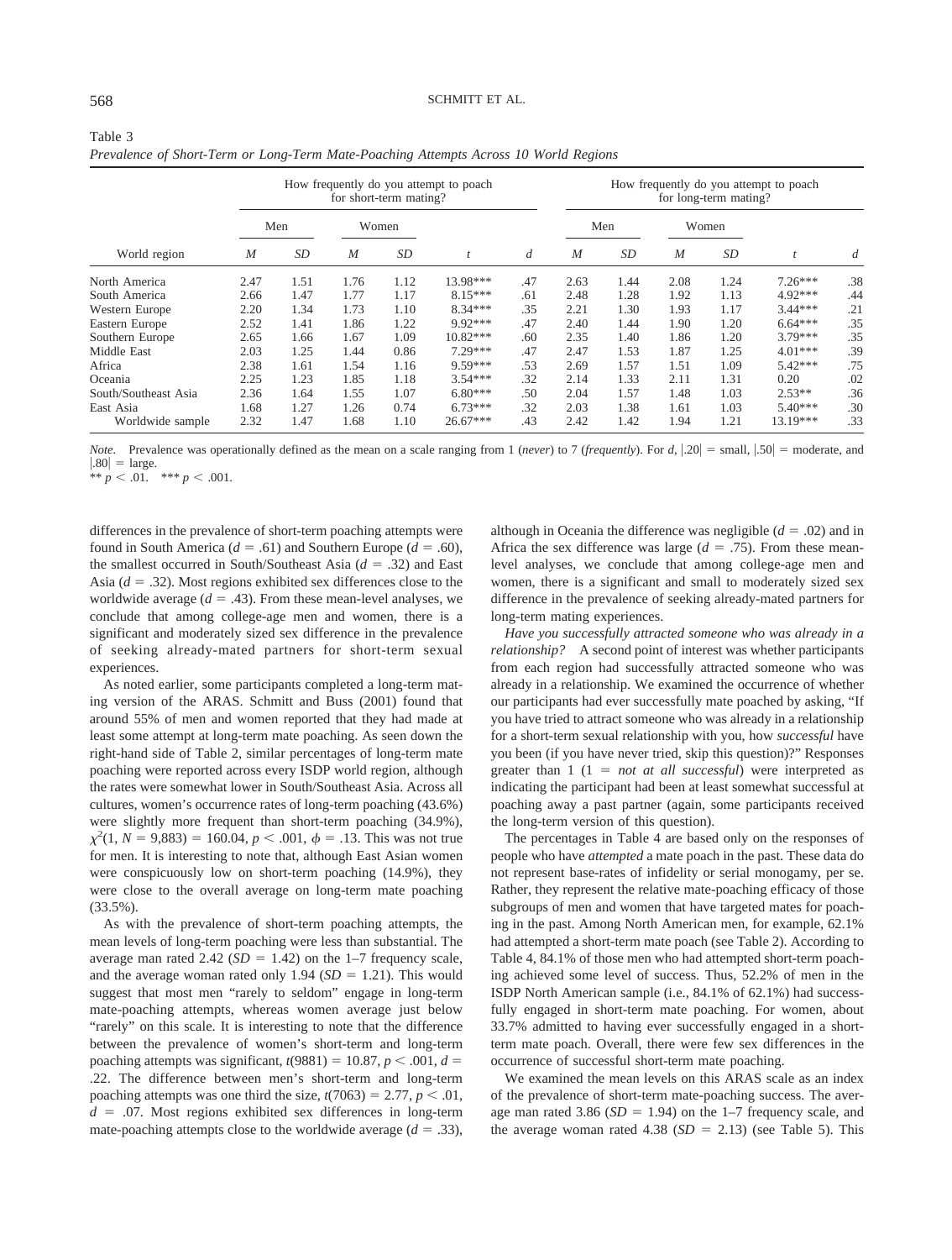Table 3
*Prevalence of Short-Term or Long-Term Mate-Poaching Attempts Across 10 World Regions*

| World region | How frequently do you attempt to poach for short-term mating? | | | | | | How frequently do you attempt to poach for long-term mating? | | | | | |
|---|---|---|---|---|---|---|---|---|---|---|---|---|
| | Men | | Women | | | | Men | | Women | | | |
| | *M* | *SD* | *M* | *SD* | *t* | *d* | *M* | *SD* | *M* | *SD* | *t* | *d* |
| North America | 2.47 | 1.51 | 1.76 | 1.12 | 13.98*** | .47 | 2.63 | 1.44 | 2.08 | 1.24 | 7.26*** | .38 |
| South America | 2.66 | 1.47 | 1.77 | 1.17 | 8.15*** | .61 | 2.48 | 1.28 | 1.92 | 1.13 | 4.92*** | .44 |
| Western Europe | 2.20 | 1.34 | 1.73 | 1.10 | 8.34*** | .35 | 2.21 | 1.30 | 1.93 | 1.17 | 3.44*** | .21 |
| Eastern Europe | 2.52 | 1.41 | 1.86 | 1.22 | 9.92*** | .47 | 2.40 | 1.44 | 1.90 | 1.20 | 6.64*** | .35 |
| Southern Europe | 2.65 | 1.66 | 1.67 | 1.09 | 10.82*** | .60 | 2.35 | 1.40 | 1.86 | 1.20 | 3.79*** | .35 |
| Middle East | 2.03 | 1.25 | 1.44 | 0.86 | 7.29*** | .47 | 2.47 | 1.53 | 1.87 | 1.25 | 4.01*** | .39 |
| Africa | 2.38 | 1.61 | 1.54 | 1.16 | 9.59*** | .53 | 2.69 | 1.57 | 1.51 | 1.09 | 5.42*** | .75 |
| Oceania | 2.25 | 1.23 | 1.85 | 1.18 | 3.54*** | .32 | 2.14 | 1.33 | 2.11 | 1.31 | 0.20 | .02 |
| South/Southeast Asia | 2.36 | 1.64 | 1.55 | 1.07 | 6.80*** | .50 | 2.04 | 1.57 | 1.48 | 1.03 | 2.53** | .36 |
| East Asia | 1.68 | 1.27 | 1.26 | 0.74 | 6.73*** | .32 | 2.03 | 1.38 | 1.61 | 1.03 | 5.40*** | .30 |
| Worldwide sample | 2.32 | 1.47 | 1.68 | 1.10 | 26.67*** | .43 | 2.42 | 1.42 | 1.94 | 1.21 | 13.19*** | .33 |

*Note*. Prevalence was operationally defined as the mean on a scale ranging from 1 (*never*) to 7 (*frequently*). For *d*, |.20| = small, |.50| = moderate, and |.80| = large.
** $p < .01$. *** $p < .001$.

differences in the prevalence of short-term poaching attempts were found in South America ($d = .61$) and Southern Europe ($d = .60$), the smallest occurred in South/Southeast Asia ($d = .32$) and East Asia ($d = .32$). Most regions exhibited sex differences close to the worldwide average ($d = .43$). From these mean-level analyses, we conclude that among college-age men and women, there is a significant and moderately sized sex difference in the prevalence of seeking already-mated partners for short-term sexual experiences.

As noted earlier, some participants completed a long-term mating version of the ARAS. Schmitt and Buss (2001) found that around 55% of men and women reported that they had made at least some attempt at long-term mate poaching. As seen down the right-hand side of Table 2, similar percentages of long-term mate poaching were reported across every ISDP world region, although the rates were somewhat lower in South/Southeast Asia. Across all cultures, women's occurrence rates of long-term poaching (43.6%) were slightly more frequent than short-term poaching (34.9%), $\chi^2(1, N = 9{,}883) = 160.04$, $p < .001$, $\phi = .13$. This was not true for men. It is interesting to note that, although East Asian women were conspicuously low on short-term poaching (14.9%), they were close to the overall average on long-term mate poaching (33.5%).

As with the prevalence of short-term poaching attempts, the mean levels of long-term poaching were less than substantial. The average man rated 2.42 ($SD = 1.42$) on the 1–7 frequency scale, and the average woman rated only 1.94 ($SD = 1.21$). This would suggest that most men "rarely to seldom" engage in long-term mate-poaching attempts, whereas women average just below "rarely" on this scale. It is interesting to note that the difference between the prevalence of women's short-term and long-term poaching attempts was significant, $t(9881) = 10.87$, $p < .001$, $d = .22$. The difference between men's short-term and long-term poaching attempts was one third the size, $t(7063) = 2.77$, $p < .01$, $d = .07$. Most regions exhibited sex differences in long-term mate-poaching attempts close to the worldwide average ($d = .33$), although in Oceania the difference was negligible ($d = .02$) and in Africa the sex difference was large ($d = .75$). From these mean-level analyses, we conclude that among college-age men and women, there is a significant and small to moderately sized sex difference in the prevalence of seeking already-mated partners for long-term mating experiences.

*Have you successfully attracted someone who was already in a relationship?* A second point of interest was whether participants from each region had successfully attracted someone who was already in a relationship. We examined the occurrence of whether our participants had ever successfully mate poached by asking, "If you have tried to attract someone who was already in a relationship for a short-term sexual relationship with you, how *successful* have you been (if you have never tried, skip this question)?" Responses greater than 1 (1 = *not at all successful*) were interpreted as indicating the participant had been at least somewhat successful at poaching away a past partner (again, some participants received the long-term version of this question).

The percentages in Table 4 are based only on the responses of people who have *attempted* a mate poach in the past. These data do not represent base-rates of infidelity or serial monogamy, per se. Rather, they represent the relative mate-poaching efficacy of those subgroups of men and women that have targeted mates for poaching in the past. Among North American men, for example, 62.1% had attempted a short-term mate poach (see Table 2). According to Table 4, 84.1% of those men who had attempted short-term poaching achieved some level of success. Thus, 52.2% of men in the ISDP North American sample (i.e., 84.1% of 62.1%) had successfully engaged in short-term mate poaching. For women, about 33.7% admitted to having ever successfully engaged in a short-term mate poach. Overall, there were few sex differences in the occurrence of successful short-term mate poaching.

We examined the mean levels on this ARAS scale as an index of the prevalence of short-term mate-poaching success. The average man rated 3.86 ($SD = 1.94$) on the 1–7 frequency scale, and the average woman rated 4.38 ($SD = 2.13$) (see Table 5). This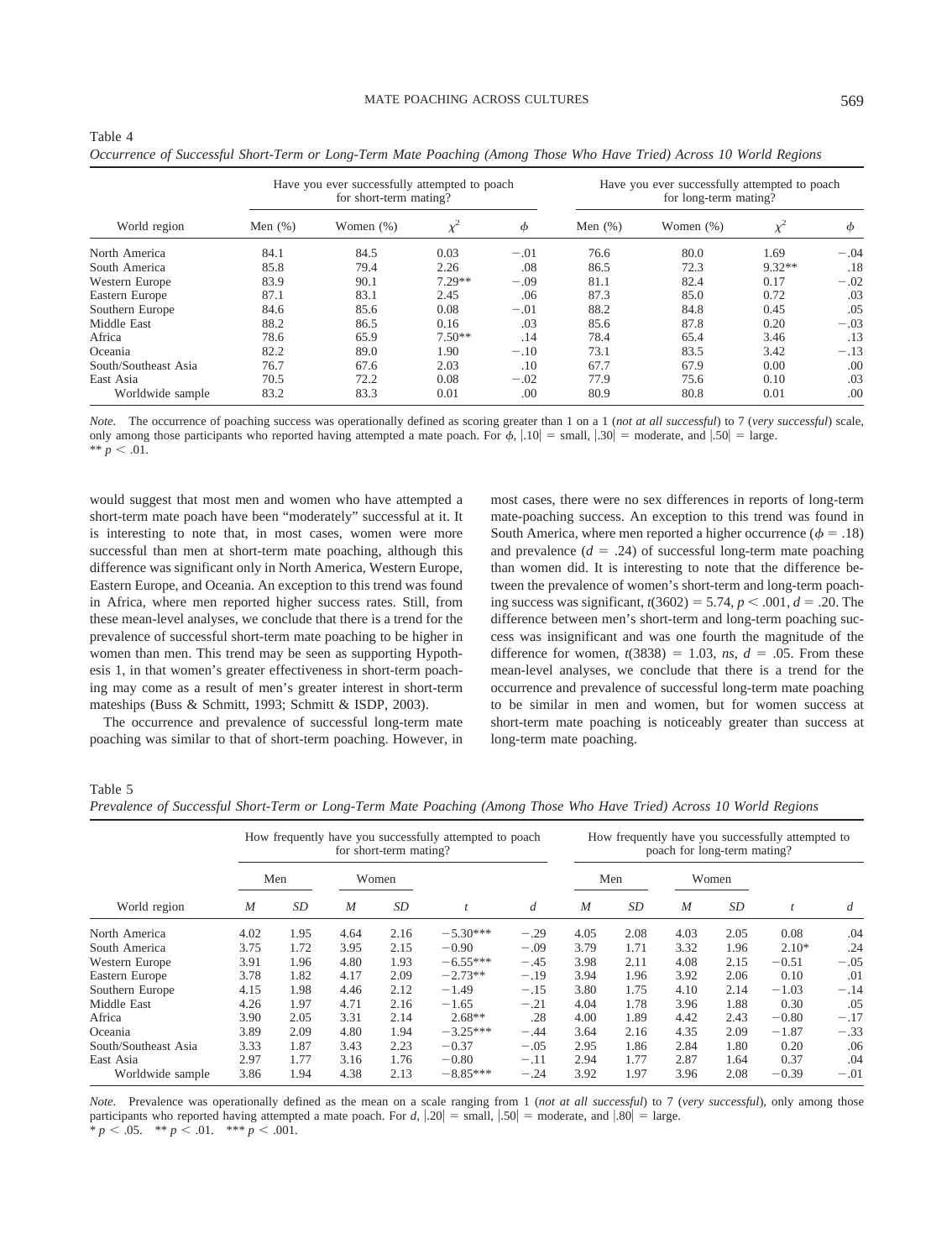Table 4
*Occurrence of Successful Short-Term or Long-Term Mate Poaching (Among Those Who Have Tried) Across 10 World Regions*

| World region | Have you ever successfully attempted to poach for short-term mating? | | | | Have you ever successfully attempted to poach for long-term mating? | | | |
|---|---|---|---|---|---|---|---|---|
| | Men (%) | Women (%) | $\chi^2$ | $\phi$ | Men (%) | Women (%) | $\chi^2$ | $\phi$ |
| North America | 84.1 | 84.5 | 0.03 | −.01 | 76.6 | 80.0 | 1.69 | −.04 |
| South America | 85.8 | 79.4 | 2.26 | .08 | 86.5 | 72.3 | 9.32** | .18 |
| Western Europe | 83.9 | 90.1 | 7.29** | −.09 | 81.1 | 82.4 | 0.17 | −.02 |
| Eastern Europe | 87.1 | 83.1 | 2.45 | .06 | 87.3 | 85.0 | 0.72 | .03 |
| Southern Europe | 84.6 | 85.6 | 0.08 | −.01 | 88.2 | 84.8 | 0.45 | .05 |
| Middle East | 88.2 | 86.5 | 0.16 | .03 | 85.6 | 87.8 | 0.20 | −.03 |
| Africa | 78.6 | 65.9 | 7.50** | .14 | 78.4 | 65.4 | 3.46 | .13 |
| Oceania | 82.2 | 89.0 | 1.90 | −.10 | 73.1 | 83.5 | 3.42 | −.13 |
| South/Southeast Asia | 76.7 | 67.6 | 2.03 | .10 | 67.7 | 67.9 | 0.00 | .00 |
| East Asia | 70.5 | 72.2 | 0.08 | −.02 | 77.9 | 75.6 | 0.10 | .03 |
| Worldwide sample | 83.2 | 83.3 | 0.01 | .00 | 80.9 | 80.8 | 0.01 | .00 |

*Note.* The occurrence of poaching success was operationally defined as scoring greater than 1 on a 1 (*not at all successful*) to 7 (*very successful*) scale, only among those participants who reported having attempted a mate poach. For $\phi$, |.10| = small, |.30| = moderate, and |.50| = large.
** $p < .01$.

would suggest that most men and women who have attempted a short-term mate poach have been "moderately" successful at it. It is interesting to note that, in most cases, women were more successful than men at short-term mate poaching, although this difference was significant only in North America, Western Europe, Eastern Europe, and Oceania. An exception to this trend was found in Africa, where men reported higher success rates. Still, from these mean-level analyses, we conclude that there is a trend for the prevalence of successful short-term mate poaching to be higher in women than men. This trend may be seen as supporting Hypothesis 1, in that women's greater effectiveness in short-term poaching may come as a result of men's greater interest in short-term mateships (Buss & Schmitt, 1993; Schmitt & ISDP, 2003).

The occurrence and prevalence of successful long-term mate poaching was similar to that of short-term poaching. However, in most cases, there were no sex differences in reports of long-term mate-poaching success. An exception to this trend was found in South America, where men reported a higher occurrence ($\phi = .18$) and prevalence ($d = .24$) of successful long-term mate poaching than women did. It is interesting to note that the difference between the prevalence of women's short-term and long-term poaching success was significant, $t(3602) = 5.74$, $p < .001$, $d = .20$. The difference between men's short-term and long-term poaching success was insignificant and was one fourth the magnitude of the difference for women, $t(3838) = 1.03$, *ns*, $d = .05$. From these mean-level analyses, we conclude that there is a trend for the occurrence and prevalence of successful long-term mate poaching to be similar in men and women, but for women success at short-term mate poaching is noticeably greater than success at long-term mate poaching.

Table 5
*Prevalence of Successful Short-Term or Long-Term Mate Poaching (Among Those Who Have Tried) Across 10 World Regions*

| World region | How frequently have you successfully attempted to poach for short-term mating? | | | | | | How frequently have you successfully attempted to poach for long-term mating? | | | | | |
|---|---|---|---|---|---|---|---|---|---|---|---|---|
| | Men | | Women | | | | Men | | Women | | | |
| | *M* | *SD* | *M* | *SD* | *t* | *d* | *M* | *SD* | *M* | *SD* | *t* | *d* |
| North America | 4.02 | 1.95 | 4.64 | 2.16 | −5.30*** | −.29 | 4.05 | 2.08 | 4.03 | 2.05 | 0.08 | .04 |
| South America | 3.75 | 1.72 | 3.95 | 2.15 | −0.90 | −.09 | 3.79 | 1.71 | 3.32 | 1.96 | 2.10* | .24 |
| Western Europe | 3.91 | 1.96 | 4.80 | 1.93 | −6.55*** | −.45 | 3.98 | 2.11 | 4.08 | 2.15 | −0.51 | −.05 |
| Eastern Europe | 3.78 | 1.82 | 4.17 | 2.09 | −2.73** | −.19 | 3.94 | 1.96 | 3.92 | 2.06 | 0.10 | .01 |
| Southern Europe | 4.15 | 1.98 | 4.46 | 2.12 | −1.49 | −.15 | 3.80 | 1.75 | 4.10 | 2.14 | −1.03 | −.14 |
| Middle East | 4.26 | 1.97 | 4.71 | 2.16 | −1.65 | −.21 | 4.04 | 1.78 | 3.96 | 1.88 | 0.30 | .05 |
| Africa | 3.90 | 2.05 | 3.31 | 2.14 | 2.68** | .28 | 4.00 | 1.89 | 4.42 | 2.43 | −0.80 | −.17 |
| Oceania | 3.89 | 2.09 | 4.80 | 1.94 | −3.25*** | −.44 | 3.64 | 2.16 | 4.35 | 2.09 | −1.87 | −.33 |
| South/Southeast Asia | 3.33 | 1.87 | 3.43 | 2.23 | −0.37 | −.05 | 2.95 | 1.86 | 2.84 | 1.80 | 0.20 | .06 |
| East Asia | 2.97 | 1.77 | 3.16 | 1.76 | −0.80 | −.11 | 2.94 | 1.77 | 2.87 | 1.64 | 0.37 | .04 |
| Worldwide sample | 3.86 | 1.94 | 4.38 | 2.13 | −8.85*** | −.24 | 3.92 | 1.97 | 3.96 | 2.08 | −0.39 | −.01 |

*Note.* Prevalence was operationally defined as the mean on a scale ranging from 1 (*not at all successful*) to 7 (*very successful*), only among those participants who reported having attempted a mate poach. For $d$, |.20| = small, |.50| = moderate, and |.80| = large.
* $p < .05$. ** $p < .01$. *** $p < .001$.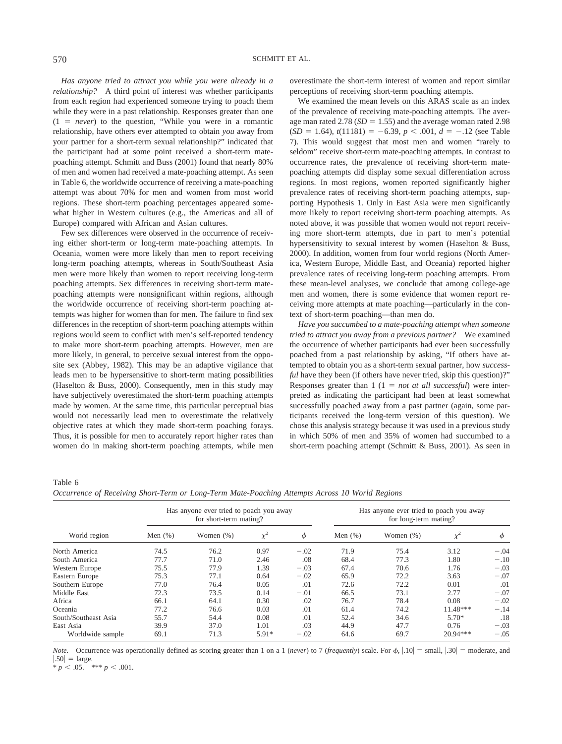*Has anyone tried to attract you while you were already in a relationship?* A third point of interest was whether participants from each region had experienced someone trying to poach them while they were in a past relationship. Responses greater than one (1 = *never*) to the question, "While you were in a romantic relationship, have others ever attempted to obtain *you* away from your partner for a short-term sexual relationship?" indicated that the participant had at some point received a short-term mate-poaching attempt. Schmitt and Buss (2001) found that nearly 80% of men and women had received a mate-poaching attempt. As seen in Table 6, the worldwide occurrence of receiving a mate-poaching attempt was about 70% for men and women from most world regions. These short-term poaching percentages appeared somewhat higher in Western cultures (e.g., the Americas and all of Europe) compared with African and Asian cultures.

Few sex differences were observed in the occurrence of receiving either short-term or long-term mate-poaching attempts. In Oceania, women were more likely than men to report receiving long-term poaching attempts, whereas in South/Southeast Asia men were more likely than women to report receiving long-term poaching attempts. Sex differences in receiving short-term mate-poaching attempts were nonsignificant within regions, although the worldwide occurrence of receiving short-term poaching attempts was higher for women than for men. The failure to find sex differences in the reception of short-term poaching attempts within regions would seem to conflict with men's self-reported tendency to make more short-term poaching attempts. However, men are more likely, in general, to perceive sexual interest from the opposite sex (Abbey, 1982). This may be an adaptive vigilance that leads men to be hypersensitive to short-term mating possibilities (Haselton & Buss, 2000). Consequently, men in this study may have subjectively overestimated the short-term poaching attempts made by women. At the same time, this particular perceptual bias would not necessarily lead men to overestimate the relatively objective rates at which they made short-term poaching forays. Thus, it is possible for men to accurately report higher rates than women do in making short-term poaching attempts, while men overestimate the short-term interest of women and report similar perceptions of receiving short-term poaching attempts.

We examined the mean levels on this ARAS scale as an index of the prevalence of receiving mate-poaching attempts. The average man rated 2.78 ($SD$ = 1.55) and the average woman rated 2.98 ($SD$ = 1.64), $t(11181) = -6.39$, $p < .001$, $d = -.12$ (see Table 7). This would suggest that most men and women "rarely to seldom" receive short-term mate-poaching attempts. In contrast to occurrence rates, the prevalence of receiving short-term mate-poaching attempts did display some sexual differentiation across regions. In most regions, women reported significantly higher prevalence rates of receiving short-term poaching attempts, supporting Hypothesis 1. Only in East Asia were men significantly more likely to report receiving short-term poaching attempts. As noted above, it was possible that women would not report receiving more short-term attempts, due in part to men's potential hypersensitivity to sexual interest by women (Haselton & Buss, 2000). In addition, women from four world regions (North America, Western Europe, Middle East, and Oceania) reported higher prevalence rates of receiving long-term poaching attempts. From these mean-level analyses, we conclude that among college-age men and women, there is some evidence that women report receiving more attempts at mate poaching—particularly in the context of short-term poaching—than men do.

*Have you succumbed to a mate-poaching attempt when someone tried to attract you away from a previous partner?* We examined the occurrence of whether participants had ever been successfully poached from a past relationship by asking, "If others have attempted to obtain you as a short-term sexual partner, how *successful* have they been (if others have never tried, skip this question)?" Responses greater than 1 (1 = *not at all successful*) were interpreted as indicating the participant had been at least somewhat successfully poached away from a past partner (again, some participants received the long-term version of this question). We chose this analysis strategy because it was used in a previous study in which 50% of men and 35% of women had succumbed to a short-term poaching attempt (Schmitt & Buss, 2001). As seen in

Table 6
*Occurrence of Receiving Short-Term or Long-Term Mate-Poaching Attempts Across 10 World Regions*

| World region | Has anyone ever tried to poach you away for short-term mating? | | | | Has anyone ever tried to poach you away for long-term mating? | | | |
|---|---|---|---|---|---|---|---|---|
| | Men (%) | Women (%) | $\chi^2$ | $\phi$ | Men (%) | Women (%) | $\chi^2$ | $\phi$ |
| North America | 74.5 | 76.2 | 0.97 | −.02 | 71.9 | 75.4 | 3.12 | −.04 |
| South America | 77.7 | 71.0 | 2.46 | .08 | 68.4 | 77.3 | 1.80 | −.10 |
| Western Europe | 75.5 | 77.9 | 1.39 | −.03 | 67.4 | 70.6 | 1.76 | −.03 |
| Eastern Europe | 75.3 | 77.1 | 0.64 | −.02 | 65.9 | 72.2 | 3.63 | −.07 |
| Southern Europe | 77.0 | 76.4 | 0.05 | .01 | 72.6 | 72.2 | 0.01 | .01 |
| Middle East | 72.3 | 73.5 | 0.14 | −.01 | 66.5 | 73.1 | 2.77 | −.07 |
| Africa | 66.1 | 64.1 | 0.30 | .02 | 76.7 | 78.4 | 0.08 | −.02 |
| Oceania | 77.2 | 76.6 | 0.03 | .01 | 61.4 | 74.2 | 11.48*** | −.14 |
| South/Southeast Asia | 55.7 | 54.4 | 0.08 | .01 | 52.4 | 34.6 | 5.70* | .18 |
| East Asia | 39.9 | 37.0 | 1.01 | .03 | 44.9 | 47.7 | 0.76 | −.03 |
| Worldwide sample | 69.1 | 71.3 | 5.91* | −.02 | 64.6 | 69.7 | 20.94*** | −.05 |

*Note.* Occurrence was operationally defined as scoring greater than 1 on a 1 (*never*) to 7 (*frequently*) scale. For $\phi$, $|.10|$ = small, $|.30|$ = moderate, and $|.50|$ = large.
* $p < .05$. *** $p < .001$.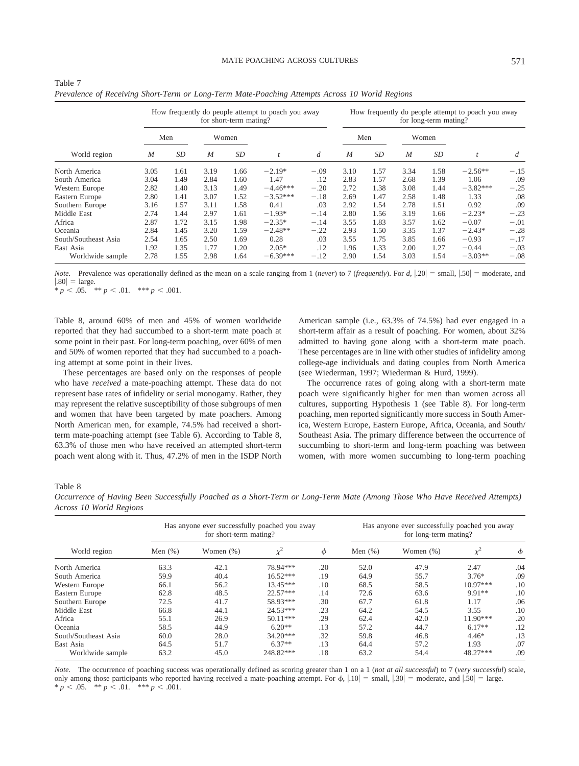Table 7
*Prevalence of Receiving Short-Term or Long-Term Mate-Poaching Attempts Across 10 World Regions*

| | How frequently do people attempt to poach you away for short-term mating? | | | | | | How frequently do people attempt to poach you away for long-term mating? | | | | | |
|---|---|---|---|---|---|---|---|---|---|---|---|---|
| | Men | | Women | | | | Men | | Women | | | |
| World region | *M* | *SD* | *M* | *SD* | *t* | *d* | *M* | *SD* | *M* | *SD* | *t* | *d* |
| North America | 3.05 | 1.61 | 3.19 | 1.66 | −2.19* | −.09 | 3.10 | 1.57 | 3.34 | 1.58 | −2.56** | −.15 |
| South America | 3.04 | 1.49 | 2.84 | 1.60 | 1.47 | .12 | 2.83 | 1.57 | 2.68 | 1.39 | 1.06 | .09 |
| Western Europe | 2.82 | 1.40 | 3.13 | 1.49 | −4.46*** | −.20 | 2.72 | 1.38 | 3.08 | 1.44 | −3.82*** | −.25 |
| Eastern Europe | 2.80 | 1.41 | 3.07 | 1.52 | −3.52*** | −.18 | 2.69 | 1.47 | 2.58 | 1.48 | 1.33 | .08 |
| Southern Europe | 3.16 | 1.57 | 3.11 | 1.58 | 0.41 | .03 | 2.92 | 1.54 | 2.78 | 1.51 | 0.92 | .09 |
| Middle East | 2.74 | 1.44 | 2.97 | 1.61 | −1.93* | −.14 | 2.80 | 1.56 | 3.19 | 1.66 | −2.23* | −.23 |
| Africa | 2.87 | 1.72 | 3.15 | 1.98 | −2.35* | −.14 | 3.55 | 1.83 | 3.57 | 1.62 | −0.07 | −.01 |
| Oceania | 2.84 | 1.45 | 3.20 | 1.59 | −2.48** | −.22 | 2.93 | 1.50 | 3.35 | 1.37 | −2.43* | −.28 |
| South/Southeast Asia | 2.54 | 1.65 | 2.50 | 1.69 | 0.28 | .03 | 3.55 | 1.75 | 3.85 | 1.66 | −0.93 | −.17 |
| East Asia | 1.92 | 1.35 | 1.77 | 1.20 | 2.05* | .12 | 1.96 | 1.33 | 2.00 | 1.27 | −0.44 | −.03 |
| Worldwide sample | 2.78 | 1.55 | 2.98 | 1.64 | −6.39*** | −.12 | 2.90 | 1.54 | 3.03 | 1.54 | −3.03** | −.08 |

*Note.* Prevalence was operationally defined as the mean on a scale ranging from 1 (*never*) to 7 (*frequently*). For *d*, |.20| = small, |.50| = moderate, and |.80| = large.
* $p < .05$. ** $p < .01$. *** $p < .001$.

Table 8, around 60% of men and 45% of women worldwide reported that they had succumbed to a short-term mate poach at some point in their past. For long-term poaching, over 60% of men and 50% of women reported that they had succumbed to a poaching attempt at some point in their lives.

These percentages are based only on the responses of people who have *received* a mate-poaching attempt. These data do not represent base rates of infidelity or serial monogamy. Rather, they may represent the relative susceptibility of those subgroups of men and women that have been targeted by mate poachers. Among North American men, for example, 74.5% had received a short-term mate-poaching attempt (see Table 6). According to Table 8, 63.3% of those men who have received an attempted short-term poach went along with it. Thus, 47.2% of men in the ISDP North American sample (i.e., 63.3% of 74.5%) had ever engaged in a short-term affair as a result of poaching. For women, about 32% admitted to having gone along with a short-term mate poach. These percentages are in line with other studies of infidelity among college-age individuals and dating couples from North America (see Wiederman, 1997; Wiederman & Hurd, 1999).

The occurrence rates of going along with a short-term mate poach were significantly higher for men than women across all cultures, supporting Hypothesis 1 (see Table 8). For long-term poaching, men reported significantly more success in South America, Western Europe, Eastern Europe, Africa, Oceania, and South/Southeast Asia. The primary difference between the occurrence of succumbing to short-term and long-term poaching was between women, with more women succumbing to long-term poaching

Table 8
*Occurrence of Having Been Successfully Poached as a Short-Term or Long-Term Mate (Among Those Who Have Received Attempts) Across 10 World Regions*

| | Has anyone ever successfully poached you away for short-term mating? | | | | Has anyone ever successfully poached you away for long-term mating? | | | |
|---|---|---|---|---|---|---|---|---|
| World region | Men (%) | Women (%) | $\chi^2$ | $\phi$ | Men (%) | Women (%) | $\chi^2$ | $\phi$ |
| North America | 63.3 | 42.1 | 78.94*** | .20 | 52.0 | 47.9 | 2.47 | .04 |
| South America | 59.9 | 40.4 | 16.52*** | .19 | 64.9 | 55.7 | 3.76* | .09 |
| Western Europe | 66.1 | 56.2 | 13.45*** | .10 | 68.5 | 58.5 | 10.97*** | .10 |
| Eastern Europe | 62.8 | 48.5 | 22.57*** | .14 | 72.6 | 63.6 | 9.91** | .10 |
| Southern Europe | 72.5 | 41.7 | 58.93*** | .30 | 67.7 | 61.8 | 1.17 | .06 |
| Middle East | 66.8 | 44.1 | 24.53*** | .23 | 64.2 | 54.5 | 3.55 | .10 |
| Africa | 55.1 | 26.9 | 50.11*** | .29 | 62.4 | 42.0 | 11.90*** | .20 |
| Oceania | 58.5 | 44.9 | 6.20** | .13 | 57.2 | 44.7 | 6.17** | .12 |
| South/Southeast Asia | 60.0 | 28.0 | 34.20*** | .32 | 59.8 | 46.8 | 4.46* | .13 |
| East Asia | 64.5 | 51.7 | 6.37** | .13 | 64.4 | 57.2 | 1.93 | .07 |
| Worldwide sample | 63.2 | 45.0 | 248.82*** | .18 | 63.2 | 54.4 | 48.27*** | .09 |

*Note.* The occurrence of poaching success was operationally defined as scoring greater than 1 on a 1 (*not at all successful*) to 7 (*very successful*) scale, only among those participants who reported having received a mate-poaching attempt. For $\phi$, |.10| = small, |.30| = moderate, and |.50| = large.
* $p < .05$. ** $p < .01$. *** $p < .001$.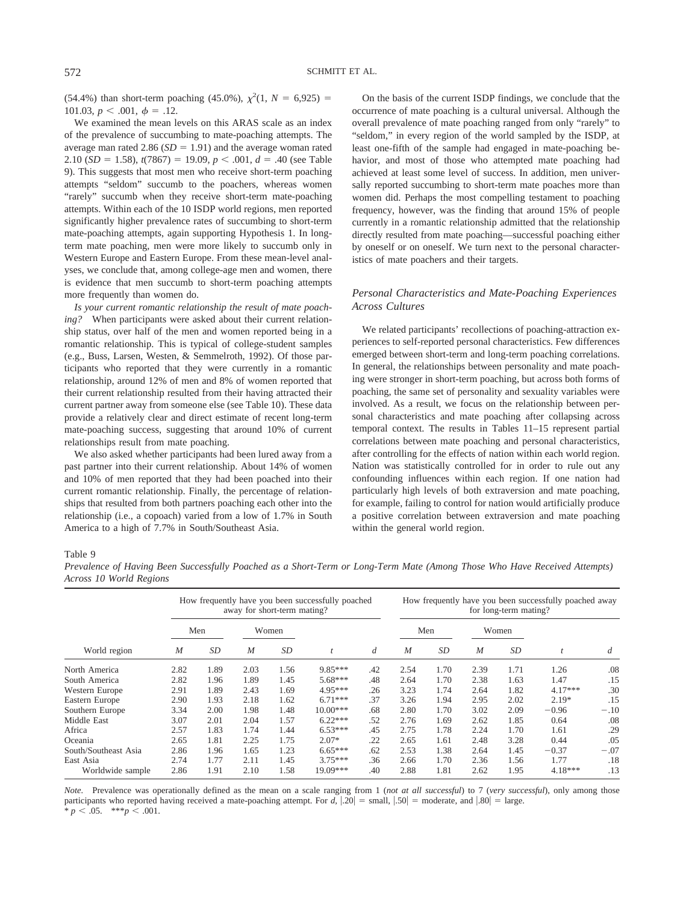(54.4%) than short-term poaching (45.0%), $\chi^2(1, N = 6{,}925) = 101.03$, $p < .001$, $\phi = .12$.

We examined the mean levels on this ARAS scale as an index of the prevalence of succumbing to mate-poaching attempts. The average man rated 2.86 ($SD = 1.91$) and the average woman rated 2.10 ($SD = 1.58$), $t(7867) = 19.09$, $p < .001$, $d = .40$ (see Table 9). This suggests that most men who receive short-term poaching attempts "seldom" succumb to the poachers, whereas women "rarely" succumb when they receive short-term mate-poaching attempts. Within each of the 10 ISDP world regions, men reported significantly higher prevalence rates of succumbing to short-term mate-poaching attempts, again supporting Hypothesis 1. In long-term mate poaching, men were more likely to succumb only in Western Europe and Eastern Europe. From these mean-level analyses, we conclude that, among college-age men and women, there is evidence that men succumb to short-term poaching attempts more frequently than women do.

*Is your current romantic relationship the result of mate poaching?* When participants were asked about their current relationship status, over half of the men and women reported being in a romantic relationship. This is typical of college-student samples (e.g., Buss, Larsen, Westen, & Semmelroth, 1992). Of those participants who reported that they were currently in a romantic relationship, around 12% of men and 8% of women reported that their current relationship resulted from their having attracted their current partner away from someone else (see Table 10). These data provide a relatively clear and direct estimate of recent long-term mate-poaching success, suggesting that around 10% of current relationships result from mate poaching.

We also asked whether participants had been lured away from a past partner into their current relationship. About 14% of women and 10% of men reported that they had been poached into their current romantic relationship. Finally, the percentage of relationships that resulted from both partners poaching each other into the relationship (i.e., a copoach) varied from a low of 1.7% in South America to a high of 7.7% in South/Southeast Asia.

On the basis of the current ISDP findings, we conclude that the occurrence of mate poaching is a cultural universal. Although the overall prevalence of mate poaching ranged from only "rarely" to "seldom," in every region of the world sampled by the ISDP, at least one-fifth of the sample had engaged in mate-poaching behavior, and most of those who attempted mate poaching had achieved at least some level of success. In addition, men universally reported succumbing to short-term mate poaches more than women did. Perhaps the most compelling testament to poaching frequency, however, was the finding that around 15% of people currently in a romantic relationship admitted that the relationship directly resulted from mate poaching—successful poaching either by oneself or on oneself. We turn next to the personal characteristics of mate poachers and their targets.

### *Personal Characteristics and Mate-Poaching Experiences Across Cultures*

We related participants' recollections of poaching-attraction experiences to self-reported personal characteristics. Few differences emerged between short-term and long-term poaching correlations. In general, the relationships between personality and mate poaching were stronger in short-term poaching, but across both forms of poaching, the same set of personality and sexuality variables were involved. As a result, we focus on the relationship between personal characteristics and mate poaching after collapsing across temporal context. The results in Tables 11–15 represent partial correlations between mate poaching and personal characteristics, after controlling for the effects of nation within each world region. Nation was statistically controlled for in order to rule out any confounding influences within each region. If one nation had particularly high levels of both extraversion and mate poaching, for example, failing to control for nation would artificially produce a positive correlation between extraversion and mate poaching within the general world region.

Table 9

*Prevalence of Having Been Successfully Poached as a Short-Term or Long-Term Mate (Among Those Who Have Received Attempts) Across 10 World Regions*

| World region | How frequently have you been successfully poached away for short-term mating? | | | | | | How frequently have you been successfully poached away for long-term mating? | | | | | |
|---|---|---|---|---|---|---|---|---|---|---|---|---|
| | Men | | Women | | | | Men | | Women | | | |
| | *M* | *SD* | *M* | *SD* | *t* | *d* | *M* | *SD* | *M* | *SD* | *t* | *d* |
| North America | 2.82 | 1.89 | 2.03 | 1.56 | 9.85*** | .42 | 2.54 | 1.70 | 2.39 | 1.71 | 1.26 | .08 |
| South America | 2.82 | 1.96 | 1.89 | 1.45 | 5.68*** | .48 | 2.64 | 1.70 | 2.38 | 1.63 | 1.47 | .15 |
| Western Europe | 2.91 | 1.89 | 2.43 | 1.69 | 4.95*** | .26 | 3.23 | 1.74 | 2.64 | 1.82 | 4.17*** | .30 |
| Eastern Europe | 2.90 | 1.93 | 2.18 | 1.62 | 6.71*** | .37 | 3.26 | 1.94 | 2.95 | 2.02 | 2.19* | .15 |
| Southern Europe | 3.34 | 2.00 | 1.98 | 1.48 | 10.00*** | .68 | 2.80 | 1.70 | 3.02 | 2.09 | −0.96 | −.10 |
| Middle East | 3.07 | 2.01 | 2.04 | 1.57 | 6.22*** | .52 | 2.76 | 1.69 | 2.62 | 1.85 | 0.64 | .08 |
| Africa | 2.57 | 1.83 | 1.74 | 1.44 | 6.53*** | .45 | 2.75 | 1.78 | 2.24 | 1.70 | 1.61 | .29 |
| Oceania | 2.65 | 1.81 | 2.25 | 1.75 | 2.07* | .22 | 2.65 | 1.61 | 2.48 | 3.28 | 0.44 | .05 |
| South/Southeast Asia | 2.86 | 1.96 | 1.65 | 1.23 | 6.65*** | .62 | 2.53 | 1.38 | 2.64 | 1.45 | −0.37 | −.07 |
| East Asia | 2.74 | 1.77 | 2.11 | 1.45 | 3.75*** | .36 | 2.66 | 1.70 | 2.36 | 1.56 | 1.77 | .18 |
| Worldwide sample | 2.86 | 1.91 | 2.10 | 1.58 | 19.09*** | .40 | 2.88 | 1.81 | 2.62 | 1.95 | 4.18*** | .13 |

*Note.* Prevalence was operationally defined as the mean on a scale ranging from 1 (*not at all successful*) to 7 (*very successful*), only among those participants who reported having received a mate-poaching attempt. For $d$, $|.20|$ = small, $|.50|$ = moderate, and $|.80|$ = large.
\* $p < .05$. \*\*\* $p < .001$.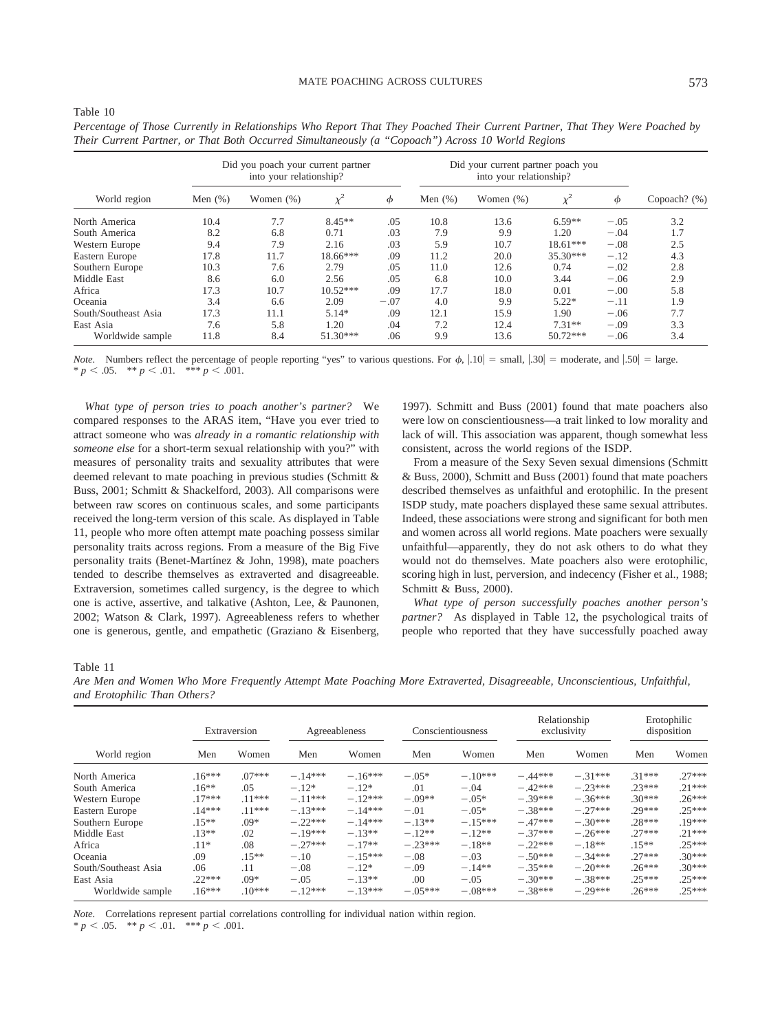Table 10

*Percentage of Those Currently in Relationships Who Report That They Poached Their Current Partner, That They Were Poached by Their Current Partner, or That Both Occurred Simultaneously (a "Copoach") Across 10 World Regions*

| | Did you poach your current partner into your relationship? | | | | Did your current partner poach you into your relationship? | | | | |
|---|---|---|---|---|---|---|---|---|---|
| World region | Men (%) | Women (%) | $\chi^2$ | $\phi$ | Men (%) | Women (%) | $\chi^2$ | $\phi$ | Copoach? (%) |
| North America | 10.4 | 7.7 | 8.45** | .05 | 10.8 | 13.6 | 6.59** | −.05 | 3.2 |
| South America | 8.2 | 6.8 | 0.71 | .03 | 7.9 | 9.9 | 1.20 | −.04 | 1.7 |
| Western Europe | 9.4 | 7.9 | 2.16 | .03 | 5.9 | 10.7 | 18.61*** | −.08 | 2.5 |
| Eastern Europe | 17.8 | 11.7 | 18.66*** | .09 | 11.2 | 20.0 | 35.30*** | −.12 | 4.3 |
| Southern Europe | 10.3 | 7.6 | 2.79 | .05 | 11.0 | 12.6 | 0.74 | −.02 | 2.8 |
| Middle East | 8.6 | 6.0 | 2.56 | .05 | 6.8 | 10.0 | 3.44 | −.06 | 2.9 |
| Africa | 17.3 | 10.7 | 10.52*** | .09 | 17.7 | 18.0 | 0.01 | −.00 | 5.8 |
| Oceania | 3.4 | 6.6 | 2.09 | −.07 | 4.0 | 9.9 | 5.22* | −.11 | 1.9 |
| South/Southeast Asia | 17.3 | 11.1 | 5.14* | .09 | 12.1 | 15.9 | 1.90 | −.06 | 7.7 |
| East Asia | 7.6 | 5.8 | 1.20 | .04 | 7.2 | 12.4 | 7.31** | −.09 | 3.3 |
| Worldwide sample | 11.8 | 8.4 | 51.30*** | .06 | 9.9 | 13.6 | 50.72*** | −.06 | 3.4 |

*Note.* Numbers reflect the percentage of people reporting "yes" to various questions. For $\phi$, $|.10|$ = small, $|.30|$ = moderate, and $|.50|$ = large.
* $p < .05$. ** $p < .01$. *** $p < .001$.

*What type of person tries to poach another's partner?* We compared responses to the ARAS item, "Have you ever tried to attract someone who was *already in a romantic relationship with someone else* for a short-term sexual relationship with you?" with measures of personality traits and sexuality attributes that were deemed relevant to mate poaching in previous studies (Schmitt & Buss, 2001; Schmitt & Shackelford, 2003). All comparisons were between raw scores on continuous scales, and some participants received the long-term version of this scale. As displayed in Table 11, people who more often attempt mate poaching possess similar personality traits across regions. From a measure of the Big Five personality traits (Benet-Martínez & John, 1998), mate poachers tended to describe themselves as extraverted and disagreeable. Extraversion, sometimes called surgency, is the degree to which one is active, assertive, and talkative (Ashton, Lee, & Paunonen, 2002; Watson & Clark, 1997). Agreeableness refers to whether one is generous, gentle, and empathetic (Graziano & Eisenberg, 1997). Schmitt and Buss (2001) found that mate poachers also were low on conscientiousness—a trait linked to low morality and lack of will. This association was apparent, though somewhat less consistent, across the world regions of the ISDP.

From a measure of the Sexy Seven sexual dimensions (Schmitt & Buss, 2000), Schmitt and Buss (2001) found that mate poachers described themselves as unfaithful and erotophilic. In the present ISDP study, mate poachers displayed these same sexual attributes. Indeed, these associations were strong and significant for both men and women across all world regions. Mate poachers were sexually unfaithful—apparently, they do not ask others to do what they would not do themselves. Mate poachers also were erotophilic, scoring high in lust, perversion, and indecency (Fisher et al., 1988; Schmitt & Buss, 2000).

*What type of person successfully poaches another person's partner?* As displayed in Table 12, the psychological traits of people who reported that they have successfully poached away

Table 11

*Are Men and Women Who More Frequently Attempt Mate Poaching More Extraverted, Disagreeable, Unconscientious, Unfaithful, and Erotophilic Than Others?*

| | Extraversion | | Agreeableness | | Conscientiousness | | Relationship exclusivity | | Erotophilic disposition | |
|---|---|---|---|---|---|---|---|---|---|---|
| World region | Men | Women | Men | Women | Men | Women | Men | Women | Men | Women |
| North America | .16*** | .07*** | −.14*** | −.16*** | −.05* | −.10*** | −.44*** | −.31*** | .31*** | .27*** |
| South America | .16** | .05 | −.12* | −.12* | .01 | −.04 | −.42*** | −.23*** | .23*** | .21*** |
| Western Europe | .17*** | .11*** | −.11*** | −.12*** | −.09** | −.05* | −.39*** | −.36*** | .30*** | .26*** |
| Eastern Europe | .14*** | .11*** | −.13*** | −.14*** | −.01 | −.05* | −.38*** | −.27*** | .29*** | .25*** |
| Southern Europe | .15** | .09* | −.22*** | −.14*** | −.13** | −.15*** | −.47*** | −.30*** | .28*** | .19*** |
| Middle East | .13** | .02 | −.19*** | −.13** | −.12** | −.12** | −.37*** | −.26*** | .27*** | .21*** |
| Africa | .11* | .08 | −.27*** | −.17** | −.23*** | −.18** | −.22*** | −.18** | .15** | .25*** |
| Oceania | .09 | .15** | −.10 | −.15*** | −.08 | −.03 | −.50*** | −.34*** | .27*** | .30*** |
| South/Southeast Asia | .06 | .11 | −.08 | −.12* | −.09 | −.14** | −.35*** | −.20*** | .26*** | .30*** |
| East Asia | .22*** | .09* | −.05 | −.13** | .00 | −.05 | −.30*** | −.38*** | .25*** | .25*** |
| Worldwide sample | .16*** | .10*** | −.12*** | −.13*** | −.05*** | −.08*** | −.38*** | −.29*** | .26*** | .25*** |

*Note.* Correlations represent partial correlations controlling for individual nation within region.
* $p < .05$. ** $p < .01$. *** $p < .001$.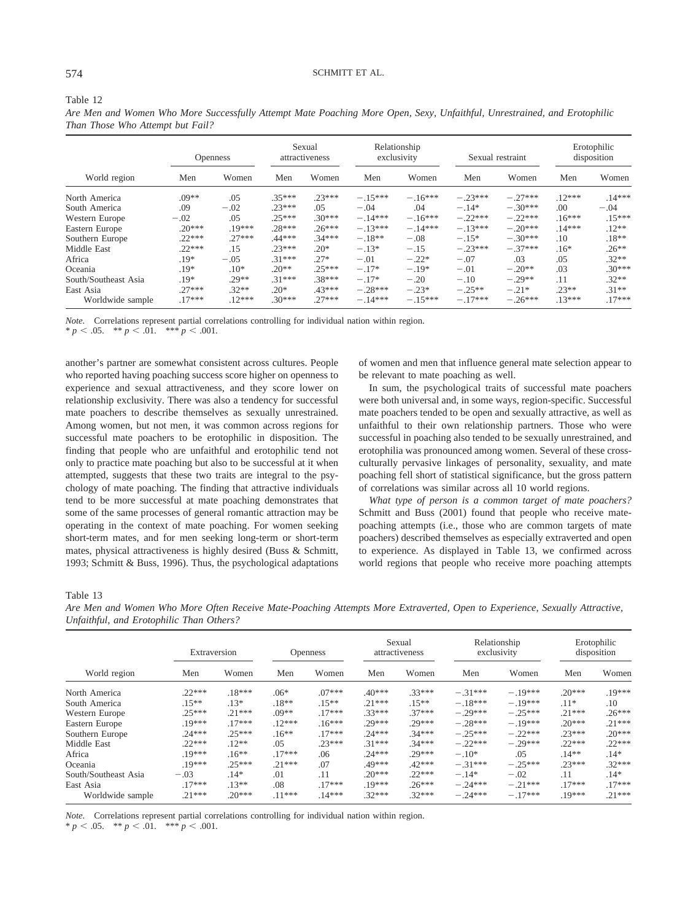Table 12

*Are Men and Women Who More Successfully Attempt Mate Poaching More Open, Sexy, Unfaithful, Unrestrained, and Erotophilic Than Those Who Attempt but Fail?*

| World region | Openness | | Sexual attractiveness | | Relationship exclusivity | | Sexual restraint | | Erotophilic disposition | |
|---|---|---|---|---|---|---|---|---|---|---|
| | Men | Women | Men | Women | Men | Women | Men | Women | Men | Women |
| North America | .09** | .05 | .35*** | .23*** | −.15*** | −.16*** | −.23*** | −.27*** | .12*** | .14*** |
| South America | .09 | −.02 | .23*** | .05 | −.04 | .04 | −.14* | −.30*** | .00 | −.04 |
| Western Europe | −.02 | .05 | .25*** | .30*** | −.14*** | −.16*** | −.22*** | −.22*** | .16*** | .15*** |
| Eastern Europe | .20*** | .19*** | .28*** | .26*** | −.13*** | −.14*** | −.13*** | −.20*** | .14*** | .12** |
| Southern Europe | .22*** | .27*** | .44*** | .34*** | −.18** | −.08 | −.15* | −.30*** | .10 | .18** |
| Middle East | .22*** | .15 | .23*** | .20* | −.13* | −.15 | −.23*** | −.37*** | .16* | .26** |
| Africa | .19* | −.05 | .31*** | .27* | −.01 | −.22* | −.07 | .03 | .05 | .32** |
| Oceania | .19* | .10* | .20** | .25*** | −.17* | −.19* | −.01 | −.20** | .03 | .30*** |
| South/Southeast Asia | .19* | .29** | .31*** | .38*** | −.17* | −.20 | −.10 | −.29** | .11 | .32** |
| East Asia | .27*** | .32** | .20* | .43*** | −.28*** | −.23* | −.25** | −.21* | .23** | .31** |
| Worldwide sample | .17*** | .12*** | .30*** | .27*** | −.14*** | −.15*** | −.17*** | −.26*** | .13*** | .17*** |

*Note.* Correlations represent partial correlations controlling for individual nation within region.
* $p < .05$. ** $p < .01$. *** $p < .001$.

another's partner are somewhat consistent across cultures. People who reported having poaching success score higher on openness to experience and sexual attractiveness, and they score lower on relationship exclusivity. There was also a tendency for successful mate poachers to describe themselves as sexually unrestrained. Among women, but not men, it was common across regions for successful mate poachers to be erotophilic in disposition. The finding that people who are unfaithful and erotophilic tend not only to practice mate poaching but also to be successful at it when attempted, suggests that these two traits are integral to the psychology of mate poaching. The finding that attractive individuals tend to be more successful at mate poaching demonstrates that some of the same processes of general romantic attraction may be operating in the context of mate poaching. For women seeking short-term mates, and for men seeking long-term or short-term mates, physical attractiveness is highly desired (Buss & Schmitt, 1993; Schmitt & Buss, 1996). Thus, the psychological adaptations of women and men that influence general mate selection appear to be relevant to mate poaching as well.

In sum, the psychological traits of successful mate poachers were both universal and, in some ways, region-specific. Successful mate poachers tended to be open and sexually attractive, as well as unfaithful to their own relationship partners. Those who were successful in poaching also tended to be sexually unrestrained, and erotophilia was pronounced among women. Several of these cross-culturally pervasive linkages of personality, sexuality, and mate poaching fell short of statistical significance, but the gross pattern of correlations was similar across all 10 world regions.

*What type of person is a common target of mate poachers?* Schmitt and Buss (2001) found that people who receive mate-poaching attempts (i.e., those who are common targets of mate poachers) described themselves as especially extraverted and open to experience. As displayed in Table 13, we confirmed across world regions that people who receive more poaching attempts

Table 13

*Are Men and Women Who More Often Receive Mate-Poaching Attempts More Extraverted, Open to Experience, Sexually Attractive, Unfaithful, and Erotophilic Than Others?*

| World region | Extraversion | | Openness | | Sexual attractiveness | | Relationship exclusivity | | Erotophilic disposition | |
|---|---|---|---|---|---|---|---|---|---|---|
| | Men | Women | Men | Women | Men | Women | Men | Women | Men | Women |
| North America | .22*** | .18*** | .06* | .07*** | .40*** | .33*** | −.31*** | −.19*** | .20*** | .19*** |
| South America | .15** | .13* | .18** | .15** | .21*** | .15** | −.18*** | −.19*** | .11* | .10 |
| Western Europe | .25*** | .21*** | .09** | .17*** | .33*** | .37*** | −.29*** | −.25*** | .21*** | .26*** |
| Eastern Europe | .19*** | .17*** | .12*** | .16*** | .29*** | .29*** | −.28*** | −.19*** | .20*** | .21*** |
| Southern Europe | .24*** | .25*** | .16** | .17*** | .24*** | .34*** | −.25*** | −.22*** | .23*** | .20*** |
| Middle East | .22*** | .12** | .05 | .23*** | .31*** | .34*** | −.22*** | −.29*** | .22*** | .22*** |
| Africa | .19*** | .16** | .17*** | .06 | .24*** | .29*** | −.10* | .05 | .14** | .14* |
| Oceania | .19*** | .25*** | .21*** | .07 | .49*** | .42*** | −.31*** | −.25*** | .23*** | .32*** |
| South/Southeast Asia | −.03 | .14* | .01 | .11 | .20*** | .22*** | −.14* | −.02 | .11 | .14* |
| East Asia | .17*** | .13** | .08 | .17*** | .19*** | .26*** | −.24*** | −.21*** | .17*** | .17*** |
| Worldwide sample | .21*** | .20*** | .11*** | .14*** | .32*** | .32*** | −.24*** | −.17*** | .19*** | .21*** |

*Note.* Correlations represent partial correlations controlling for individual nation within region.
* $p < .05$. ** $p < .01$. *** $p < .001$.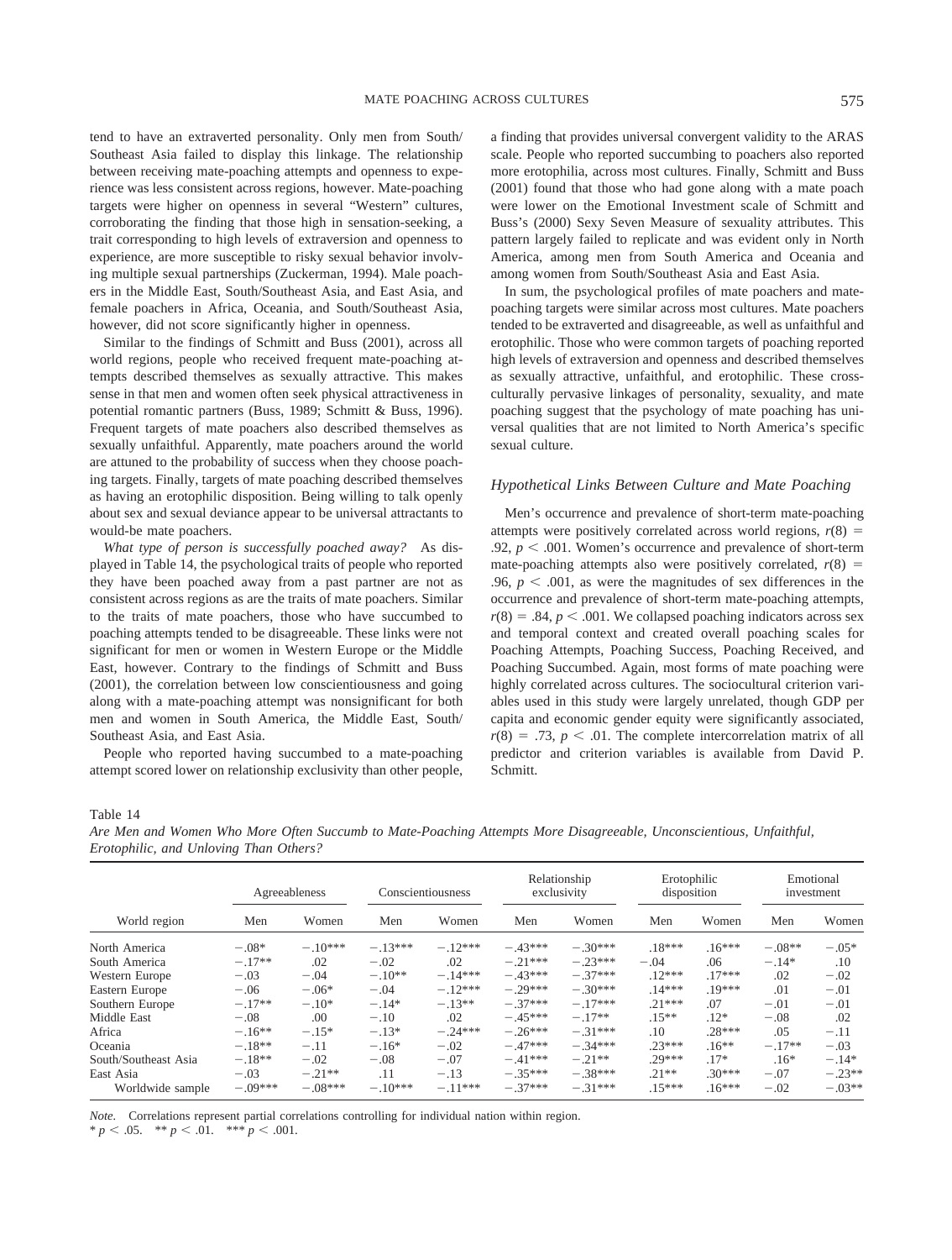tend to have an extraverted personality. Only men from South/Southeast Asia failed to display this linkage. The relationship between receiving mate-poaching attempts and openness to experience was less consistent across regions, however. Mate-poaching targets were higher on openness in several "Western" cultures, corroborating the finding that those high in sensation-seeking, a trait corresponding to high levels of extraversion and openness to experience, are more susceptible to risky sexual behavior involving multiple sexual partnerships (Zuckerman, 1994). Male poachers in the Middle East, South/Southeast Asia, and East Asia, and female poachers in Africa, Oceania, and South/Southeast Asia, however, did not score significantly higher in openness.

Similar to the findings of Schmitt and Buss (2001), across all world regions, people who received frequent mate-poaching attempts described themselves as sexually attractive. This makes sense in that men and women often seek physical attractiveness in potential romantic partners (Buss, 1989; Schmitt & Buss, 1996). Frequent targets of mate poachers also described themselves as sexually unfaithful. Apparently, mate poachers around the world are attuned to the probability of success when they choose poaching targets. Finally, targets of mate poaching described themselves as having an erotophilic disposition. Being willing to talk openly about sex and sexual deviance appear to be universal attractants to would-be mate poachers.

*What type of person is successfully poached away?* As displayed in Table 14, the psychological traits of people who reported they have been poached away from a past partner are not as consistent across regions as are the traits of mate poachers. Similar to the traits of mate poachers, those who have succumbed to poaching attempts tended to be disagreeable. These links were not significant for men or women in Western Europe or the Middle East, however. Contrary to the findings of Schmitt and Buss (2001), the correlation between low conscientiousness and going along with a mate-poaching attempt was nonsignificant for both men and women in South America, the Middle East, South/Southeast Asia, and East Asia.

People who reported having succumbed to a mate-poaching attempt scored lower on relationship exclusivity than other people, a finding that provides universal convergent validity to the ARAS scale. People who reported succumbing to poachers also reported more erotophilia, across most cultures. Finally, Schmitt and Buss (2001) found that those who had gone along with a mate poach were lower on the Emotional Investment scale of Schmitt and Buss's (2000) Sexy Seven Measure of sexuality attributes. This pattern largely failed to replicate and was evident only in North America, among men from South America and Oceania and among women from South/Southeast Asia and East Asia.

In sum, the psychological profiles of mate poachers and mate-poaching targets were similar across most cultures. Mate poachers tended to be extraverted and disagreeable, as well as unfaithful and erotophilic. Those who were common targets of poaching reported high levels of extraversion and openness and described themselves as sexually attractive, unfaithful, and erotophilic. These cross-culturally pervasive linkages of personality, sexuality, and mate poaching suggest that the psychology of mate poaching has universal qualities that are not limited to North America's specific sexual culture.

### Hypothetical Links Between Culture and Mate Poaching

Men's occurrence and prevalence of short-term mate-poaching attempts were positively correlated across world regions, $r(8) = .92$, $p < .001$. Women's occurrence and prevalence of short-term mate-poaching attempts also were positively correlated, $r(8) = .96$, $p < .001$, as were the magnitudes of sex differences in the occurrence and prevalence of short-term mate-poaching attempts, $r(8) = .84$, $p < .001$. We collapsed poaching indicators across sex and temporal context and created overall poaching scales for Poaching Attempts, Poaching Success, Poaching Received, and Poaching Succumbed. Again, most forms of mate poaching were highly correlated across cultures. The sociocultural criterion variables used in this study were largely unrelated, though GDP per capita and economic gender equity were significantly associated, $r(8) = .73$, $p < .01$. The complete intercorrelation matrix of all predictor and criterion variables is available from David P. Schmitt.

Table 14
*Are Men and Women Who More Often Succumb to Mate-Poaching Attempts More Disagreeable, Unconscientious, Unfaithful, Erotophilic, and Unloving Than Others?*

| World region | Agreeableness | | Conscientiousness | | Relationship exclusivity | | Erotophilic disposition | | Emotional investment | |
|---|---|---|---|---|---|---|---|---|---|---|
| | Men | Women | Men | Women | Men | Women | Men | Women | Men | Women |
| North America | −.08* | −.10*** | −.13*** | −.12*** | −.43*** | −.30*** | .18*** | .16*** | −.08** | −.05* |
| South America | −.17** | .02 | −.02 | .02 | −.21*** | −.23*** | −.04 | .06 | −.14* | .10 |
| Western Europe | −.03 | −.04 | −.10** | −.14*** | −.43*** | −.37*** | .12*** | .17*** | .02 | −.02 |
| Eastern Europe | −.06 | −.06* | −.04 | −.12*** | −.29*** | −.30*** | .14*** | .19*** | .01 | −.01 |
| Southern Europe | −.17** | −.10* | −.14* | −.13** | −.37*** | −.17*** | .21*** | .07 | −.01 | −.01 |
| Middle East | −.08 | .00 | −.10 | .02 | −.45*** | −.17** | .15** | .12* | −.08 | .02 |
| Africa | −.16** | −.15* | −.13* | −.24*** | −.26*** | −.31*** | .10 | .28*** | .05 | −.11 |
| Oceania | −.18** | −.11 | −.16* | −.02 | −.47*** | −.34*** | .23*** | .16** | −.17** | −.03 |
| South/Southeast Asia | −.18** | −.02 | −.08 | −.07 | −.41*** | −.21** | .29*** | .17* | .16* | −.14* |
| East Asia | −.03 | −.21** | .11 | −.13 | −.35*** | −.38*** | .21** | .30*** | −.07 | −.23** |
| Worldwide sample | −.09*** | −.08*** | −.10*** | −.11*** | −.37*** | −.31*** | .15*** | .16*** | −.02 | −.03** |

*Note.* Correlations represent partial correlations controlling for individual nation within region.
\* $p < .05$. \*\* $p < .01$. \*\*\* $p < .001$.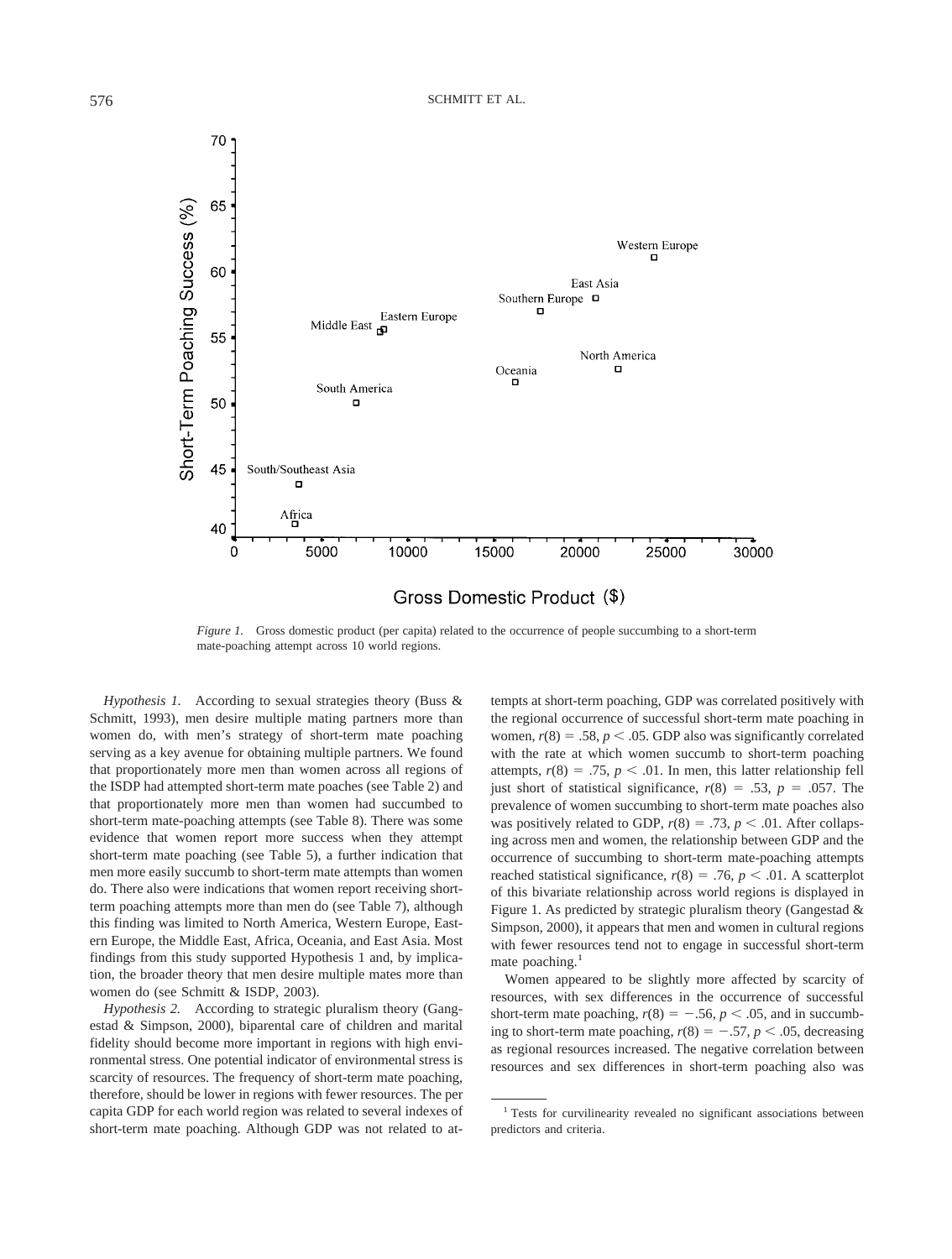*Figure 1.* Gross domestic product (per capita) related to the occurrence of people succumbing to a short-term mate-poaching attempt across 10 world regions.

*Hypothesis 1.* According to sexual strategies theory (Buss & Schmitt, 1993), men desire multiple mating partners more than women do, with men's strategy of short-term mate poaching serving as a key avenue for obtaining multiple partners. We found that proportionately more men than women across all regions of the ISDP had attempted short-term mate poaches (see Table 2) and that proportionately more men than women had succumbed to short-term mate-poaching attempts (see Table 8). There was some evidence that women report more success when they attempt short-term mate poaching (see Table 5), a further indication that men more easily succumb to short-term mate attempts than women do. There also were indications that women report receiving short-term poaching attempts more than men do (see Table 7), although this finding was limited to North America, Western Europe, Eastern Europe, the Middle East, Africa, Oceania, and East Asia. Most findings from this study supported Hypothesis 1 and, by implication, the broader theory that men desire multiple mates more than women do (see Schmitt & ISDP, 2003).

*Hypothesis 2.* According to strategic pluralism theory (Gangestad & Simpson, 2000), biparental care of children and marital fidelity should become more important in regions with high environmental stress. One potential indicator of environmental stress is scarcity of resources. The frequency of short-term mate poaching, therefore, should be lower in regions with fewer resources. The per capita GDP for each world region was related to several indexes of short-term mate poaching. Although GDP was not related to attempts at short-term poaching, GDP was correlated positively with the regional occurrence of successful short-term mate poaching in women, $r(8) = .58$, $p < .05$. GDP also was significantly correlated with the rate at which women succumb to short-term poaching attempts, $r(8) = .75$, $p < .01$. In men, this latter relationship fell just short of statistical significance, $r(8) = .53$, $p = .057$. The prevalence of women succumbing to short-term mate poaches also was positively related to GDP, $r(8) = .73$, $p < .01$. After collapsing across men and women, the relationship between GDP and the occurrence of succumbing to short-term mate-poaching attempts reached statistical significance, $r(8) = .76$, $p < .01$. A scatterplot of this bivariate relationship across world regions is displayed in Figure 1. As predicted by strategic pluralism theory (Gangestad & Simpson, 2000), it appears that men and women in cultural regions with fewer resources tend not to engage in successful short-term mate poaching.[1]

Women appeared to be slightly more affected by scarcity of resources, with sex differences in the occurrence of successful short-term mate poaching, $r(8) = -.56$, $p < .05$, and in succumbing to short-term mate poaching, $r(8) = -.57$, $p < .05$, decreasing as regional resources increased. The negative correlation between resources and sex differences in short-term poaching also was

[1] Tests for curvilinearity revealed no significant associations between predictors and criteria.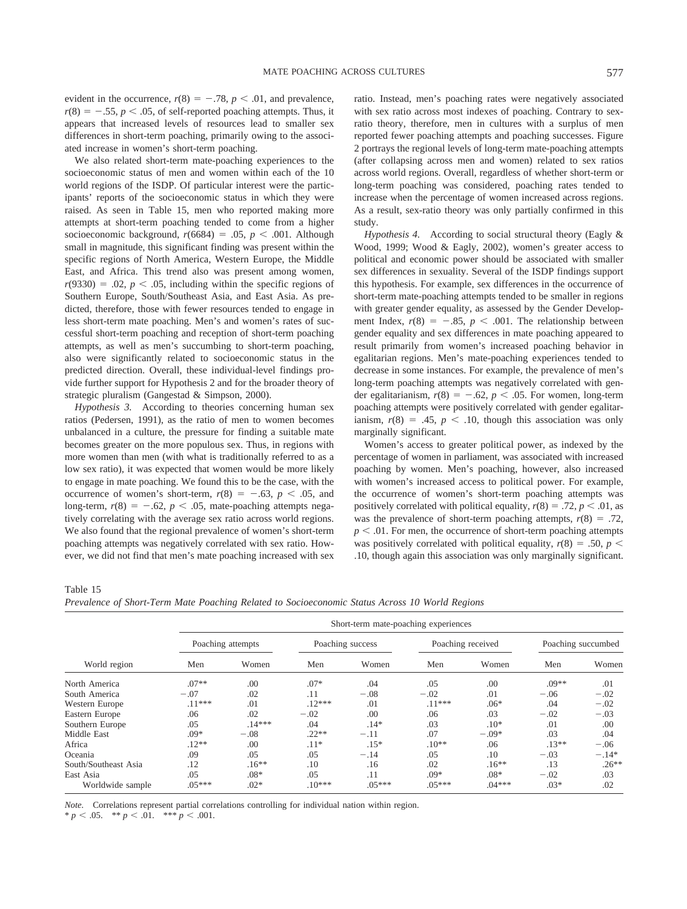evident in the occurrence, $r(8) = -.78$, $p < .01$, and prevalence, $r(8) = -.55$, $p < .05$, of self-reported poaching attempts. Thus, it appears that increased levels of resources lead to smaller sex differences in short-term poaching, primarily owing to the associated increase in women's short-term poaching.

We also related short-term mate-poaching experiences to the socioeconomic status of men and women within each of the 10 world regions of the ISDP. Of particular interest were the participants' reports of the socioeconomic status in which they were raised. As seen in Table 15, men who reported making more attempts at short-term poaching tended to come from a higher socioeconomic background, $r(6684) = .05$, $p < .001$. Although small in magnitude, this significant finding was present within the specific regions of North America, Western Europe, the Middle East, and Africa. This trend also was present among women, $r(9330) = .02$, $p < .05$, including within the specific regions of Southern Europe, South/Southeast Asia, and East Asia. As predicted, therefore, those with fewer resources tended to engage in less short-term mate poaching. Men's and women's rates of successful short-term poaching and reception of short-term poaching attempts, as well as men's succumbing to short-term poaching, also were significantly related to socioeconomic status in the predicted direction. Overall, these individual-level findings provide further support for Hypothesis 2 and for the broader theory of strategic pluralism (Gangestad & Simpson, 2000).

*Hypothesis 3.* According to theories concerning human sex ratios (Pedersen, 1991), as the ratio of men to women becomes unbalanced in a culture, the pressure for finding a suitable mate becomes greater on the more populous sex. Thus, in regions with more women than men (with what is traditionally referred to as a low sex ratio), it was expected that women would be more likely to engage in mate poaching. We found this to be the case, with the occurrence of women's short-term, $r(8) = -.63$, $p < .05$, and long-term, $r(8) = -.62$, $p < .05$, mate-poaching attempts negatively correlating with the average sex ratio across world regions. We also found that the regional prevalence of women's short-term poaching attempts was negatively correlated with sex ratio. However, we did not find that men's mate poaching increased with sex ratio. Instead, men's poaching rates were negatively associated with sex ratio across most indexes of poaching. Contrary to sex-ratio theory, therefore, men in cultures with a surplus of men reported fewer poaching attempts and poaching successes. Figure 2 portrays the regional levels of long-term mate-poaching attempts (after collapsing across men and women) related to sex ratios across world regions. Overall, regardless of whether short-term or long-term poaching was considered, poaching rates tended to increase when the percentage of women increased across regions. As a result, sex-ratio theory was only partially confirmed in this study.

*Hypothesis 4.* According to social structural theory (Eagly & Wood, 1999; Wood & Eagly, 2002), women's greater access to political and economic power should be associated with smaller sex differences in sexuality. Several of the ISDP findings support this hypothesis. For example, sex differences in the occurrence of short-term mate-poaching attempts tended to be smaller in regions with greater gender equality, as assessed by the Gender Development Index, $r(8) = -.85$, $p < .001$. The relationship between gender equality and sex differences in mate poaching appeared to result primarily from women's increased poaching behavior in egalitarian regions. Men's mate-poaching experiences tended to decrease in some instances. For example, the prevalence of men's long-term poaching attempts was negatively correlated with gender egalitarianism, $r(8) = -.62$, $p < .05$. For women, long-term poaching attempts were positively correlated with gender egalitarianism, $r(8) = .45$, $p < .10$, though this association was only marginally significant.

Women's access to greater political power, as indexed by the percentage of women in parliament, was associated with increased poaching by women. Men's poaching, however, also increased with women's increased access to political power. For example, the occurrence of women's short-term poaching attempts was positively correlated with political equality, $r(8) = .72$, $p < .01$, as was the prevalence of short-term poaching attempts, $r(8) = .72$, $p < .01$. For men, the occurrence of short-term poaching attempts was positively correlated with political equality, $r(8) = .50$, $p < .10$, though again this association was only marginally significant.

Table 15
*Prevalence of Short-Term Mate Poaching Related to Socioeconomic Status Across 10 World Regions*

| World region | Short-term mate-poaching experiences | | | | | | | |
|---|---|---|---|---|---|---|---|---|
| | Poaching attempts | | Poaching success | | Poaching received | | Poaching succumbed | |
| | Men | Women | Men | Women | Men | Women | Men | Women |
| North America | .07** | .00 | .07* | .04 | .05 | .00 | .09** | .01 |
| South America | −.07 | .02 | .11 | −.08 | −.02 | .01 | −.06 | −.02 |
| Western Europe | .11*** | .01 | .12*** | .01 | .11*** | .06* | .04 | −.02 |
| Eastern Europe | .06 | .02 | −.02 | .00 | .06 | .03 | −.02 | −.03 |
| Southern Europe | .05 | .14*** | .04 | .14* | .03 | .10* | .01 | .00 |
| Middle East | .09* | −.08 | .22** | −.11 | .07 | −.09* | .03 | .04 |
| Africa | .12** | .00 | .11* | .15* | .10** | .06 | .13** | −.06 |
| Oceania | .09 | .05 | .05 | −.14 | .05 | .10 | −.03 | −.14* |
| South/Southeast Asia | .12 | .16** | .10 | .16 | .02 | .16** | .13 | .26** |
| East Asia | .05 | .08* | .05 | .11 | .09* | .08* | −.02 | .03 |
| Worldwide sample | .05*** | .02* | .10*** | .05*** | .05*** | .04*** | .03* | .02 |

*Note.* Correlations represent partial correlations controlling for individual nation within region.
* $p < .05$. ** $p < .01$. *** $p < .001$.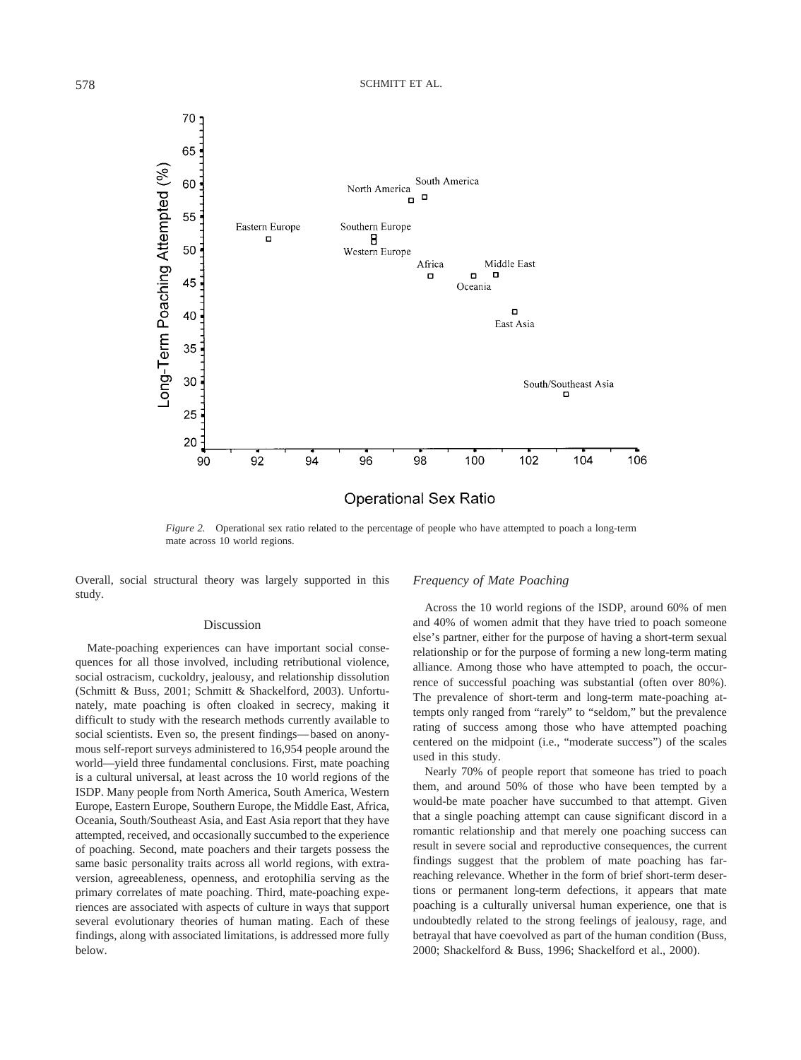*Figure 2.* Operational sex ratio related to the percentage of people who have attempted to poach a long-term mate across 10 world regions.

Overall, social structural theory was largely supported in this study.

## Discussion

Mate-poaching experiences can have important social consequences for all those involved, including retributional violence, social ostracism, cuckoldry, jealousy, and relationship dissolution (Schmitt & Buss, 2001; Schmitt & Shackelford, 2003). Unfortunately, mate poaching is often cloaked in secrecy, making it difficult to study with the research methods currently available to social scientists. Even so, the present findings—based on anonymous self-report surveys administered to 16,954 people around the world—yield three fundamental conclusions. First, mate poaching is a cultural universal, at least across the 10 world regions of the ISDP. Many people from North America, South America, Western Europe, Eastern Europe, Southern Europe, the Middle East, Africa, Oceania, South/Southeast Asia, and East Asia report that they have attempted, received, and occasionally succumbed to the experience of poaching. Second, mate poachers and their targets possess the same basic personality traits across all world regions, with extraversion, agreeableness, openness, and erotophilia serving as the primary correlates of mate poaching. Third, mate-poaching experiences are associated with aspects of culture in ways that support several evolutionary theories of human mating. Each of these findings, along with associated limitations, is addressed more fully below.

### *Frequency of Mate Poaching*

Across the 10 world regions of the ISDP, around 60% of men and 40% of women admit that they have tried to poach someone else's partner, either for the purpose of having a short-term sexual relationship or for the purpose of forming a new long-term mating alliance. Among those who have attempted to poach, the occurrence of successful poaching was substantial (often over 80%). The prevalence of short-term and long-term mate-poaching attempts only ranged from "rarely" to "seldom," but the prevalence rating of success among those who have attempted poaching centered on the midpoint (i.e., "moderate success") of the scales used in this study.

Nearly 70% of people report that someone has tried to poach them, and around 50% of those who have been tempted by a would-be mate poacher have succumbed to that attempt. Given that a single poaching attempt can cause significant discord in a romantic relationship and that merely one poaching success can result in severe social and reproductive consequences, the current findings suggest that the problem of mate poaching has far-reaching relevance. Whether in the form of brief short-term desertions or permanent long-term defections, it appears that mate poaching is a culturally universal human experience, one that is undoubtedly related to the strong feelings of jealousy, rage, and betrayal that have coevolved as part of the human condition (Buss, 2000; Shackelford & Buss, 1996; Shackelford et al., 2000).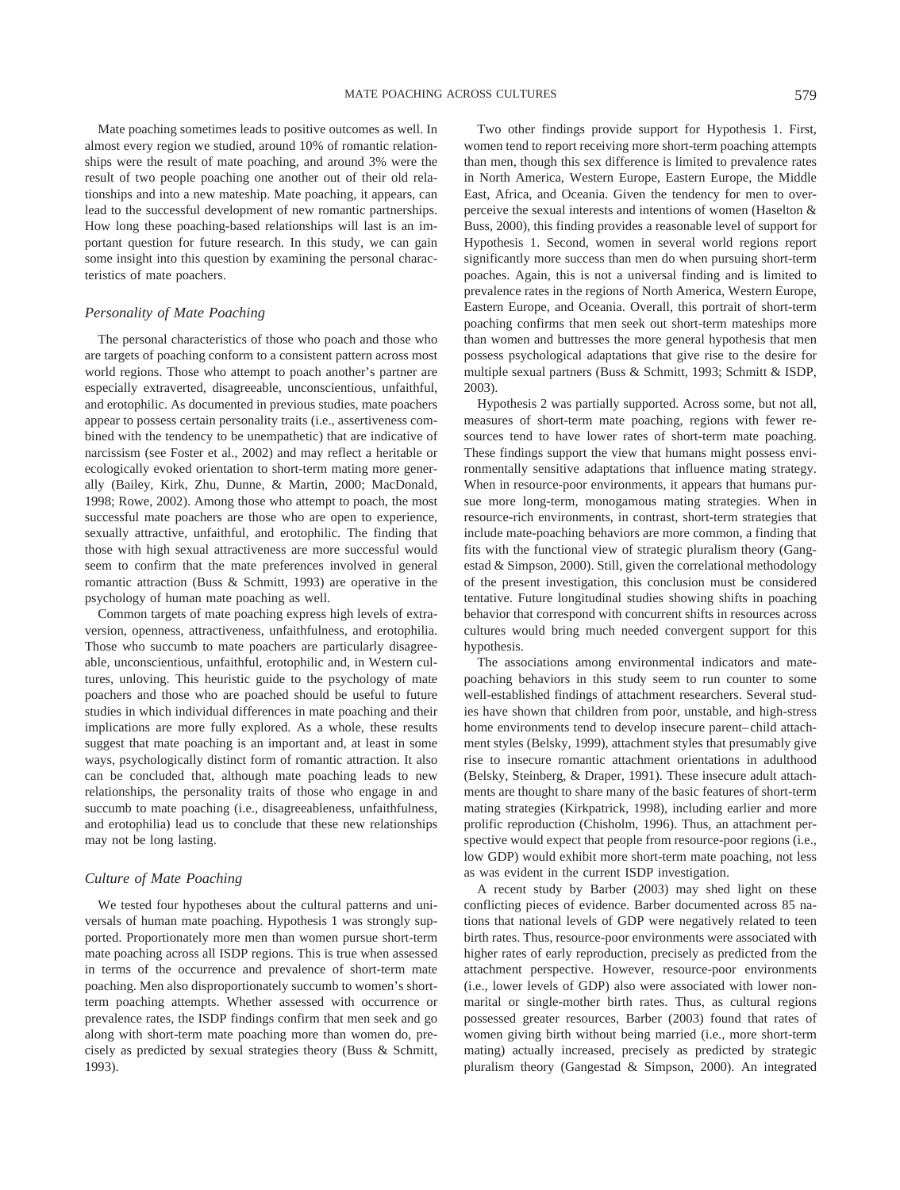Mate poaching sometimes leads to positive outcomes as well. In almost every region we studied, around 10% of romantic relationships were the result of mate poaching, and around 3% were the result of two people poaching one another out of their old relationships and into a new mateship. Mate poaching, it appears, can lead to the successful development of new romantic partnerships. How long these poaching-based relationships will last is an important question for future research. In this study, we can gain some insight into this question by examining the personal characteristics of mate poachers.

### *Personality of Mate Poaching*

The personal characteristics of those who poach and those who are targets of poaching conform to a consistent pattern across most world regions. Those who attempt to poach another's partner are especially extraverted, disagreeable, unconscientious, unfaithful, and erotophilic. As documented in previous studies, mate poachers appear to possess certain personality traits (i.e., assertiveness combined with the tendency to be unempathetic) that are indicative of narcissism (see Foster et al., 2002) and may reflect a heritable or ecologically evoked orientation to short-term mating more generally (Bailey, Kirk, Zhu, Dunne, & Martin, 2000; MacDonald, 1998; Rowe, 2002). Among those who attempt to poach, the most successful mate poachers are those who are open to experience, sexually attractive, unfaithful, and erotophilic. The finding that those with high sexual attractiveness are more successful would seem to confirm that the mate preferences involved in general romantic attraction (Buss & Schmitt, 1993) are operative in the psychology of human mate poaching as well.

Common targets of mate poaching express high levels of extraversion, openness, attractiveness, unfaithfulness, and erotophilia. Those who succumb to mate poachers are particularly disagreeable, unconscientious, unfaithful, erotophilic and, in Western cultures, unloving. This heuristic guide to the psychology of mate poachers and those who are poached should be useful to future studies in which individual differences in mate poaching and their implications are more fully explored. As a whole, these results suggest that mate poaching is an important and, at least in some ways, psychologically distinct form of romantic attraction. It also can be concluded that, although mate poaching leads to new relationships, the personality traits of those who engage in and succumb to mate poaching (i.e., disagreeableness, unfaithfulness, and erotophilia) lead us to conclude that these new relationships may not be long lasting.

### *Culture of Mate Poaching*

We tested four hypotheses about the cultural patterns and universals of human mate poaching. Hypothesis 1 was strongly supported. Proportionately more men than women pursue short-term mate poaching across all ISDP regions. This is true when assessed in terms of the occurrence and prevalence of short-term mate poaching. Men also disproportionately succumb to women's short-term poaching attempts. Whether assessed with occurrence or prevalence rates, the ISDP findings confirm that men seek and go along with short-term mate poaching more than women do, precisely as predicted by sexual strategies theory (Buss & Schmitt, 1993).

Two other findings provide support for Hypothesis 1. First, women tend to report receiving more short-term poaching attempts than men, though this sex difference is limited to prevalence rates in North America, Western Europe, Eastern Europe, the Middle East, Africa, and Oceania. Given the tendency for men to overperceive the sexual interests and intentions of women (Haselton & Buss, 2000), this finding provides a reasonable level of support for Hypothesis 1. Second, women in several world regions report significantly more success than men do when pursuing short-term poaches. Again, this is not a universal finding and is limited to prevalence rates in the regions of North America, Western Europe, Eastern Europe, and Oceania. Overall, this portrait of short-term poaching confirms that men seek out short-term mateships more than women and buttresses the more general hypothesis that men possess psychological adaptations that give rise to the desire for multiple sexual partners (Buss & Schmitt, 1993; Schmitt & ISDP, 2003).

Hypothesis 2 was partially supported. Across some, but not all, measures of short-term mate poaching, regions with fewer resources tend to have lower rates of short-term mate poaching. These findings support the view that humans might possess environmentally sensitive adaptations that influence mating strategy. When in resource-poor environments, it appears that humans pursue more long-term, monogamous mating strategies. When in resource-rich environments, in contrast, short-term strategies that include mate-poaching behaviors are more common, a finding that fits with the functional view of strategic pluralism theory (Gangestad & Simpson, 2000). Still, given the correlational methodology of the present investigation, this conclusion must be considered tentative. Future longitudinal studies showing shifts in poaching behavior that correspond with concurrent shifts in resources across cultures would bring much needed convergent support for this hypothesis.

The associations among environmental indicators and mate-poaching behaviors in this study seem to run counter to some well-established findings of attachment researchers. Several studies have shown that children from poor, unstable, and high-stress home environments tend to develop insecure parent–child attachment styles (Belsky, 1999), attachment styles that presumably give rise to insecure romantic attachment orientations in adulthood (Belsky, Steinberg, & Draper, 1991). These insecure adult attachments are thought to share many of the basic features of short-term mating strategies (Kirkpatrick, 1998), including earlier and more prolific reproduction (Chisholm, 1996). Thus, an attachment perspective would expect that people from resource-poor regions (i.e., low GDP) would exhibit more short-term mate poaching, not less as was evident in the current ISDP investigation.

A recent study by Barber (2003) may shed light on these conflicting pieces of evidence. Barber documented across 85 nations that national levels of GDP were negatively related to teen birth rates. Thus, resource-poor environments were associated with higher rates of early reproduction, precisely as predicted from the attachment perspective. However, resource-poor environments (i.e., lower levels of GDP) also were associated with lower nonmarital or single-mother birth rates. Thus, as cultural regions possessed greater resources, Barber (2003) found that rates of women giving birth without being married (i.e., more short-term mating) actually increased, precisely as predicted by strategic pluralism theory (Gangestad & Simpson, 2000). An integrated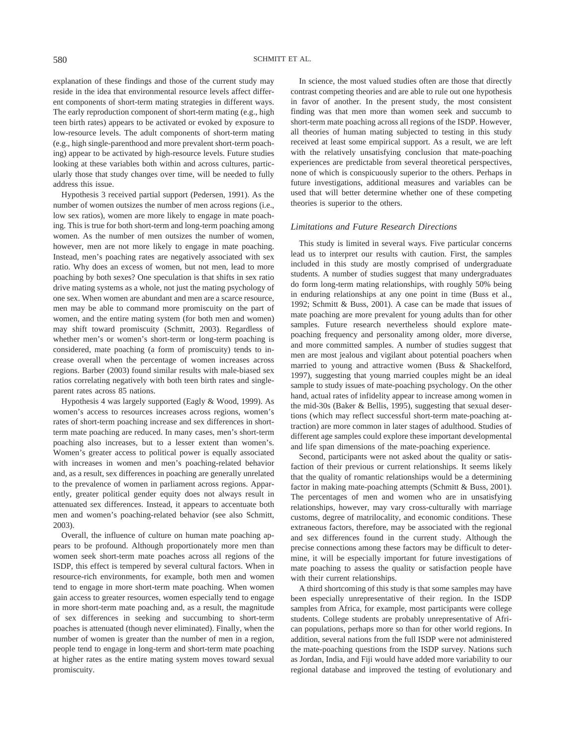explanation of these findings and those of the current study may reside in the idea that environmental resource levels affect different components of short-term mating strategies in different ways. The early reproduction component of short-term mating (e.g., high teen birth rates) appears to be activated or evoked by exposure to low-resource levels. The adult components of short-term mating (e.g., high single-parenthood and more prevalent short-term poaching) appear to be activated by high-resource levels. Future studies looking at these variables both within and across cultures, particularly those that study changes over time, will be needed to fully address this issue.

Hypothesis 3 received partial support (Pedersen, 1991). As the number of women outsizes the number of men across regions (i.e., low sex ratios), women are more likely to engage in mate poaching. This is true for both short-term and long-term poaching among women. As the number of men outsizes the number of women, however, men are not more likely to engage in mate poaching. Instead, men's poaching rates are negatively associated with sex ratio. Why does an excess of women, but not men, lead to more poaching by both sexes? One speculation is that shifts in sex ratio drive mating systems as a whole, not just the mating psychology of one sex. When women are abundant and men are a scarce resource, men may be able to command more promiscuity on the part of women, and the entire mating system (for both men and women) may shift toward promiscuity (Schmitt, 2003). Regardless of whether men's or women's short-term or long-term poaching is considered, mate poaching (a form of promiscuity) tends to increase overall when the percentage of women increases across regions. Barber (2003) found similar results with male-biased sex ratios correlating negatively with both teen birth rates and single-parent rates across 85 nations.

Hypothesis 4 was largely supported (Eagly & Wood, 1999). As women's access to resources increases across regions, women's rates of short-term poaching increase and sex differences in short-term mate poaching are reduced. In many cases, men's short-term poaching also increases, but to a lesser extent than women's. Women's greater access to political power is equally associated with increases in women and men's poaching-related behavior and, as a result, sex differences in poaching are generally unrelated to the prevalence of women in parliament across regions. Apparently, greater political gender equity does not always result in attenuated sex differences. Instead, it appears to accentuate both men and women's poaching-related behavior (see also Schmitt, 2003).

Overall, the influence of culture on human mate poaching appears to be profound. Although proportionately more men than women seek short-term mate poaches across all regions of the ISDP, this effect is tempered by several cultural factors. When in resource-rich environments, for example, both men and women tend to engage in more short-term mate poaching. When women gain access to greater resources, women especially tend to engage in more short-term mate poaching and, as a result, the magnitude of sex differences in seeking and succumbing to short-term poaches is attenuated (though never eliminated). Finally, when the number of women is greater than the number of men in a region, people tend to engage in long-term and short-term mate poaching at higher rates as the entire mating system moves toward sexual promiscuity.

In science, the most valued studies often are those that directly contrast competing theories and are able to rule out one hypothesis in favor of another. In the present study, the most consistent finding was that men more than women seek and succumb to short-term mate poaching across all regions of the ISDP. However, all theories of human mating subjected to testing in this study received at least some empirical support. As a result, we are left with the relatively unsatisfying conclusion that mate-poaching experiences are predictable from several theoretical perspectives, none of which is conspicuously superior to the others. Perhaps in future investigations, additional measures and variables can be used that will better determine whether one of these competing theories is superior to the others.

### *Limitations and Future Research Directions*

This study is limited in several ways. Five particular concerns lead us to interpret our results with caution. First, the samples included in this study are mostly comprised of undergraduate students. A number of studies suggest that many undergraduates do form long-term mating relationships, with roughly 50% being in enduring relationships at any one point in time (Buss et al., 1992; Schmitt & Buss, 2001). A case can be made that issues of mate poaching are more prevalent for young adults than for other samples. Future research nevertheless should explore mate-poaching frequency and personality among older, more diverse, and more committed samples. A number of studies suggest that men are most jealous and vigilant about potential poachers when married to young and attractive women (Buss & Shackelford, 1997), suggesting that young married couples might be an ideal sample to study issues of mate-poaching psychology. On the other hand, actual rates of infidelity appear to increase among women in the mid-30s (Baker & Bellis, 1995), suggesting that sexual desertions (which may reflect successful short-term mate-poaching attraction) are more common in later stages of adulthood. Studies of different age samples could explore these important developmental and life span dimensions of the mate-poaching experience.

Second, participants were not asked about the quality or satisfaction of their previous or current relationships. It seems likely that the quality of romantic relationships would be a determining factor in making mate-poaching attempts (Schmitt & Buss, 2001). The percentages of men and women who are in unsatisfying relationships, however, may vary cross-culturally with marriage customs, degree of matrilocality, and economic conditions. These extraneous factors, therefore, may be associated with the regional and sex differences found in the current study. Although the precise connections among these factors may be difficult to determine, it will be especially important for future investigations of mate poaching to assess the quality or satisfaction people have with their current relationships.

A third shortcoming of this study is that some samples may have been especially unrepresentative of their region. In the ISDP samples from Africa, for example, most participants were college students. College students are probably unrepresentative of African populations, perhaps more so than for other world regions. In addition, several nations from the full ISDP were not administered the mate-poaching questions from the ISDP survey. Nations such as Jordan, India, and Fiji would have added more variability to our regional database and improved the testing of evolutionary and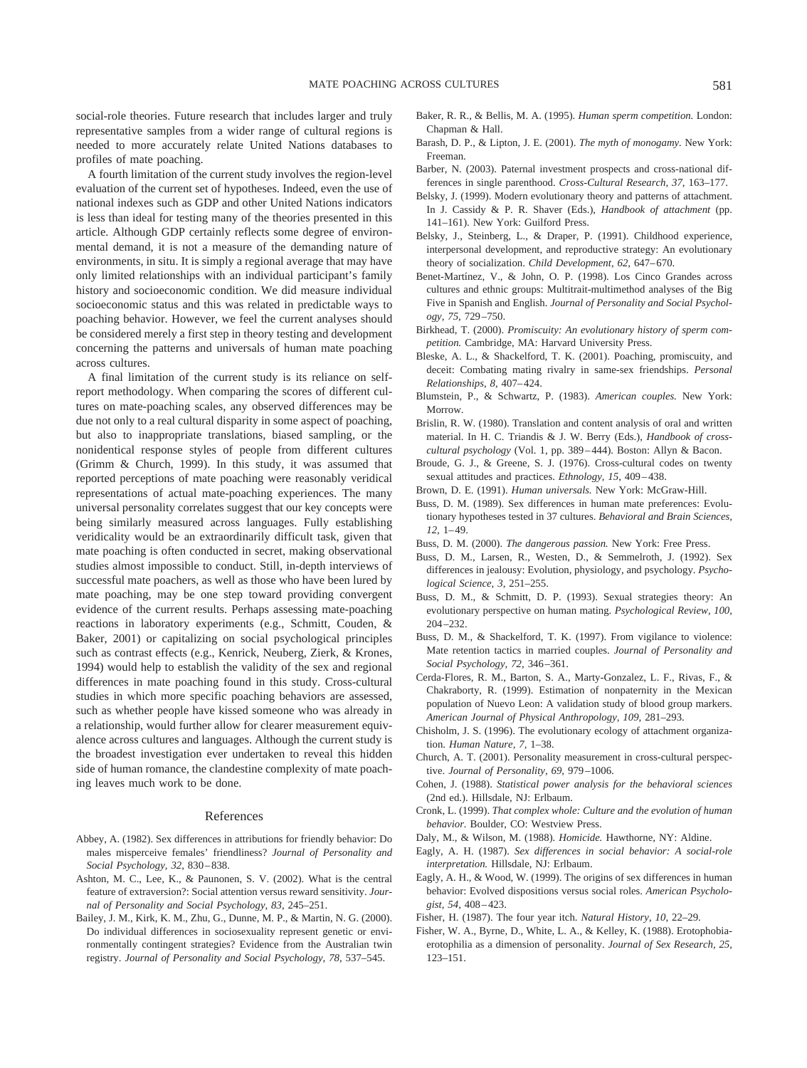social-role theories. Future research that includes larger and truly representative samples from a wider range of cultural regions is needed to more accurately relate United Nations databases to profiles of mate poaching.

A fourth limitation of the current study involves the region-level evaluation of the current set of hypotheses. Indeed, even the use of national indexes such as GDP and other United Nations indicators is less than ideal for testing many of the theories presented in this article. Although GDP certainly reflects some degree of environmental demand, it is not a measure of the demanding nature of environments, in situ. It is simply a regional average that may have only limited relationships with an individual participant's family history and socioeconomic condition. We did measure individual socioeconomic status and this was related in predictable ways to poaching behavior. However, we feel the current analyses should be considered merely a first step in theory testing and development concerning the patterns and universals of human mate poaching across cultures.

A final limitation of the current study is its reliance on self-report methodology. When comparing the scores of different cultures on mate-poaching scales, any observed differences may be due not only to a real cultural disparity in some aspect of poaching, but also to inappropriate translations, biased sampling, or the nonidentical response styles of people from different cultures (Grimm & Church, 1999). In this study, it was assumed that reported perceptions of mate poaching were reasonably veridical representations of actual mate-poaching experiences. The many universal personality correlates suggest that our key concepts were being similarly measured across languages. Fully establishing veridicality would be an extraordinarily difficult task, given that mate poaching is often conducted in secret, making observational studies almost impossible to conduct. Still, in-depth interviews of successful mate poachers, as well as those who have been lured by mate poaching, may be one step toward providing convergent evidence of the current results. Perhaps assessing mate-poaching reactions in laboratory experiments (e.g., Schmitt, Couden, & Baker, 2001) or capitalizing on social psychological principles such as contrast effects (e.g., Kenrick, Neuberg, Zierk, & Krones, 1994) would help to establish the validity of the sex and regional differences in mate poaching found in this study. Cross-cultural studies in which more specific poaching behaviors are assessed, such as whether people have kissed someone who was already in a relationship, would further allow for clearer measurement equivalence across cultures and languages. Although the current study is the broadest investigation ever undertaken to reveal this hidden side of human romance, the clandestine complexity of mate poaching leaves much work to be done.

## References

Abbey, A. (1982). Sex differences in attributions for friendly behavior: Do males misperceive females' friendliness? *Journal of Personality and Social Psychology, 32,* 830–838.

Ashton, M. C., Lee, K., & Paunonen, S. V. (2002). What is the central feature of extraversion?: Social attention versus reward sensitivity. *Journal of Personality and Social Psychology, 83,* 245–251.

Bailey, J. M., Kirk, K. M., Zhu, G., Dunne, M. P., & Martin, N. G. (2000). Do individual differences in sociosexuality represent genetic or environmentally contingent strategies? Evidence from the Australian twin registry. *Journal of Personality and Social Psychology, 78,* 537–545.

Baker, R. R., & Bellis, M. A. (1995). *Human sperm competition.* London: Chapman & Hall.

Barash, D. P., & Lipton, J. E. (2001). *The myth of monogamy.* New York: Freeman.

Barber, N. (2003). Paternal investment prospects and cross-national differences in single parenthood. *Cross-Cultural Research, 37,* 163–177.

Belsky, J. (1999). Modern evolutionary theory and patterns of attachment. In J. Cassidy & P. R. Shaver (Eds.), *Handbook of attachment* (pp. 141–161). New York: Guilford Press.

Belsky, J., Steinberg, L., & Draper, P. (1991). Childhood experience, interpersonal development, and reproductive strategy: An evolutionary theory of socialization. *Child Development, 62,* 647–670.

Benet-Martínez, V., & John, O. P. (1998). Los Cinco Grandes across cultures and ethnic groups: Multitrait-multimethod analyses of the Big Five in Spanish and English. *Journal of Personality and Social Psychology, 75,* 729–750.

Birkhead, T. (2000). *Promiscuity: An evolutionary history of sperm competition.* Cambridge, MA: Harvard University Press.

Bleske, A. L., & Shackelford, T. K. (2001). Poaching, promiscuity, and deceit: Combating mating rivalry in same-sex friendships. *Personal Relationships, 8,* 407–424.

Blumstein, P., & Schwartz, P. (1983). *American couples.* New York: Morrow.

Brislin, R. W. (1980). Translation and content analysis of oral and written material. In H. C. Triandis & J. W. Berry (Eds.), *Handbook of cross-cultural psychology* (Vol. 1, pp. 389–444). Boston: Allyn & Bacon.

Broude, G. J., & Greene, S. J. (1976). Cross-cultural codes on twenty sexual attitudes and practices. *Ethnology, 15,* 409–438.

Brown, D. E. (1991). *Human universals.* New York: McGraw-Hill.

Buss, D. M. (1989). Sex differences in human mate preferences: Evolutionary hypotheses tested in 37 cultures. *Behavioral and Brain Sciences, 12,* 1–49.

Buss, D. M. (2000). *The dangerous passion.* New York: Free Press.

Buss, D. M., Larsen, R., Westen, D., & Semmelroth, J. (1992). Sex differences in jealousy: Evolution, physiology, and psychology. *Psychological Science, 3,* 251–255.

Buss, D. M., & Schmitt, D. P. (1993). Sexual strategies theory: An evolutionary perspective on human mating. *Psychological Review, 100,* 204–232.

Buss, D. M., & Shackelford, T. K. (1997). From vigilance to violence: Mate retention tactics in married couples. *Journal of Personality and Social Psychology, 72,* 346–361.

Cerda-Flores, R. M., Barton, S. A., Marty-Gonzalez, L. F., Rivas, F., & Chakraborty, R. (1999). Estimation of nonpaternity in the Mexican population of Nuevo Leon: A validation study of blood group markers. *American Journal of Physical Anthropology, 109,* 281–293.

Chisholm, J. S. (1996). The evolutionary ecology of attachment organization. *Human Nature, 7,* 1–38.

Church, A. T. (2001). Personality measurement in cross-cultural perspective. *Journal of Personality, 69,* 979–1006.

Cohen, J. (1988). *Statistical power analysis for the behavioral sciences* (2nd ed.). Hillsdale, NJ: Erlbaum.

Cronk, L. (1999). *That complex whole: Culture and the evolution of human behavior.* Boulder, CO: Westview Press.

Daly, M., & Wilson, M. (1988). *Homicide.* Hawthorne, NY: Aldine.

Eagly, A. H. (1987). *Sex differences in social behavior: A social-role interpretation.* Hillsdale, NJ: Erlbaum.

Eagly, A. H., & Wood, W. (1999). The origins of sex differences in human behavior: Evolved dispositions versus social roles. *American Psychologist, 54,* 408–423.

Fisher, H. (1987). The four year itch. *Natural History, 10,* 22–29.

Fisher, W. A., Byrne, D., White, L. A., & Kelley, K. (1988). Erotophobia-erotophilia as a dimension of personality. *Journal of Sex Research, 25,* 123–151.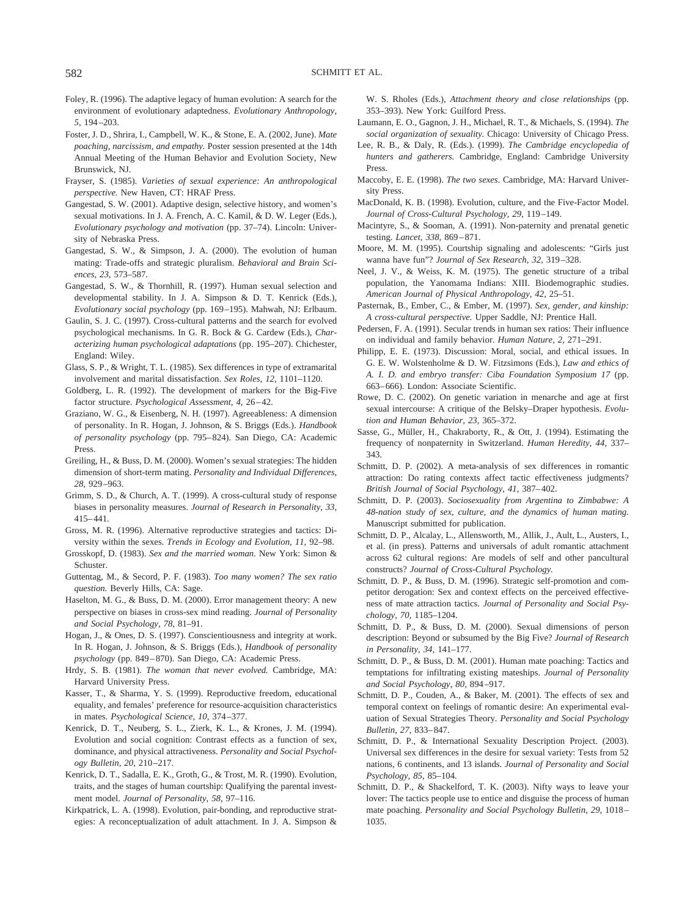Foley, R. (1996). The adaptive legacy of human evolution: A search for the environment of evolutionary adaptedness. *Evolutionary Anthropology, 5,* 194–203.

Foster, J. D., Shrira, I., Campbell, W. K., & Stone, E. A. (2002, June). *Mate poaching, narcissism, and empathy.* Poster session presented at the 14th Annual Meeting of the Human Behavior and Evolution Society, New Brunswick, NJ.

Frayser, S. (1985). *Varieties of sexual experience: An anthropological perspective.* New Haven, CT: HRAF Press.

Gangestad, S. W. (2001). Adaptive design, selective history, and women's sexual motivations. In J. A. French, A. C. Kamil, & D. W. Leger (Eds.), *Evolutionary psychology and motivation* (pp. 37–74). Lincoln: University of Nebraska Press.

Gangestad, S. W., & Simpson, J. A. (2000). The evolution of human mating: Trade-offs and strategic pluralism. *Behavioral and Brain Sciences, 23,* 573–587.

Gangestad, S. W., & Thornhill, R. (1997). Human sexual selection and developmental stability. In J. A. Simpson & D. T. Kenrick (Eds.), *Evolutionary social psychology* (pp. 169–195). Mahwah, NJ: Erlbaum.

Gaulin, S. J. C. (1997). Cross-cultural patterns and the search for evolved psychological mechanisms. In G. R. Bock & G. Cardew (Eds.), *Characterizing human psychological adaptations* (pp. 195–207). Chichester, England: Wiley.

Glass, S. P., & Wright, T. L. (1985). Sex differences in type of extramarital involvement and marital dissatisfaction. *Sex Roles, 12,* 1101–1120.

Goldberg, L. R. (1992). The development of markers for the Big-Five factor structure. *Psychological Assessment, 4,* 26–42.

Graziano, W. G., & Eisenberg, N. H. (1997). Agreeableness: A dimension of personality. In R. Hogan, J. Johnson, & S. Briggs (Eds.). *Handbook of personality psychology* (pp. 795–824). San Diego, CA: Academic Press.

Greiling, H., & Buss, D. M. (2000). Women's sexual strategies: The hidden dimension of short-term mating. *Personality and Individual Differences, 28,* 929–963.

Grimm, S. D., & Church, A. T. (1999). A cross-cultural study of response biases in personality measures. *Journal of Research in Personality, 33,* 415–441.

Gross, M. R. (1996). Alternative reproductive strategies and tactics: Diversity within the sexes. *Trends in Ecology and Evolution, 11,* 92–98.

Grosskopf, D. (1983). *Sex and the married woman.* New York: Simon & Schuster.

Guttentag, M., & Secord, P. F. (1983). *Too many women? The sex ratio question.* Beverly Hills, CA: Sage.

Haselton, M. G., & Buss, D. M. (2000). Error management theory: A new perspective on biases in cross-sex mind reading. *Journal of Personality and Social Psychology, 78,* 81–91.

Hogan, J., & Ones, D. S. (1997). Conscientiousness and integrity at work. In R. Hogan, J. Johnson, & S. Briggs (Eds.), *Handbook of personality psychology* (pp. 849–870). San Diego, CA: Academic Press.

Hrdy, S. B. (1981). *The woman that never evolved.* Cambridge, MA: Harvard University Press.

Kasser, T., & Sharma, Y. S. (1999). Reproductive freedom, educational equality, and females' preference for resource-acquisition characteristics in mates. *Psychological Science, 10,* 374–377.

Kenrick, D. T., Neuberg, S. L., Zierk, K. L., & Krones, J. M. (1994). Evolution and social cognition: Contrast effects as a function of sex, dominance, and physical attractiveness. *Personality and Social Psychology Bulletin, 20,* 210–217.

Kenrick, D. T., Sadalla, E. K., Groth, G., & Trost, M. R. (1990). Evolution, traits, and the stages of human courtship: Qualifying the parental investment model. *Journal of Personality, 58,* 97–116.

Kirkpatrick, L. A. (1998). Evolution, pair-bonding, and reproductive strategies: A reconceptualization of adult attachment. In J. A. Simpson & W. S. Rholes (Eds.), *Attachment theory and close relationships* (pp. 353–393). New York: Guilford Press.

Laumann, E. O., Gagnon, J. H., Michael, R. T., & Michaels, S. (1994). *The social organization of sexuality.* Chicago: University of Chicago Press.

Lee, R. B., & Daly, R. (Eds.). (1999). *The Cambridge encyclopedia of hunters and gatherers.* Cambridge, England: Cambridge University Press.

Maccoby, E. E. (1998). *The two sexes.* Cambridge, MA: Harvard University Press.

MacDonald, K. B. (1998). Evolution, culture, and the Five-Factor Model. *Journal of Cross-Cultural Psychology, 29,* 119–149.

Macintyre, S., & Sooman, A. (1991). Non-paternity and prenatal genetic testing. *Lancet, 338,* 869–871.

Moore, M. M. (1995). Courtship signaling and adolescents: "Girls just wanna have fun"? *Journal of Sex Research, 32,* 319–328.

Neel, J. V., & Weiss, K. M. (1975). The genetic structure of a tribal population, the Yanomama Indians: XIII. Biodemographic studies. *American Journal of Physical Anthropology, 42,* 25–51.

Pasternak, B., Ember, C., & Ember, M. (1997). *Sex, gender, and kinship: A cross-cultural perspective.* Upper Saddle, NJ: Prentice Hall.

Pedersen, F. A. (1991). Secular trends in human sex ratios: Their influence on individual and family behavior. *Human Nature, 2,* 271–291.

Philipp, E. E. (1973). Discussion: Moral, social, and ethical issues. In G. E. W. Wolstenholme & D. W. Fitzsimons (Eds.), *Law and ethics of A. I. D. and embryo transfer: Ciba Foundation Symposium 17* (pp. 663–666). London: Associate Scientific.

Rowe, D. C. (2002). On genetic variation in menarche and age at first sexual intercourse: A critique of the Belsky–Draper hypothesis. *Evolution and Human Behavior, 23,* 365–372.

Sasse, G., Müller, H., Chakraborty, R., & Ott, J. (1994). Estimating the frequency of nonpaternity in Switzerland. *Human Heredity, 44,* 337–343.

Schmitt, D. P. (2002). A meta-analysis of sex differences in romantic attraction: Do rating contexts affect tactic effectiveness judgments? *British Journal of Social Psychology, 41,* 387–402.

Schmitt, D. P. (2003). *Sociosexuality from Argentina to Zimbabwe: A 48-nation study of sex, culture, and the dynamics of human mating.* Manuscript submitted for publication.

Schmitt, D. P., Alcalay, L., Allensworth, M., Allik, J., Ault, L., Austers, I., et al. (in press). Patterns and universals of adult romantic attachment across 62 cultural regions: Are models of self and other pancultural constructs? *Journal of Cross-Cultural Psychology.*

Schmitt, D. P., & Buss, D. M. (1996). Strategic self-promotion and competitor derogation: Sex and context effects on the perceived effectiveness of mate attraction tactics. *Journal of Personality and Social Psychology, 70,* 1185–1204.

Schmitt, D. P., & Buss, D. M. (2000). Sexual dimensions of person description: Beyond or subsumed by the Big Five? *Journal of Research in Personality, 34,* 141–177.

Schmitt, D. P., & Buss, D. M. (2001). Human mate poaching: Tactics and temptations for infiltrating existing mateships. *Journal of Personality and Social Psychology, 80,* 894–917.

Schmitt, D. P., Couden, A., & Baker, M. (2001). The effects of sex and temporal context on feelings of romantic desire: An experimental evaluation of Sexual Strategies Theory. *Personality and Social Psychology Bulletin, 27,* 833–847.

Schmitt, D. P., & International Sexuality Description Project. (2003). Universal sex differences in the desire for sexual variety: Tests from 52 nations, 6 continents, and 13 islands. *Journal of Personality and Social Psychology, 85,* 85–104.

Schmitt, D. P., & Shackelford, T. K. (2003). Nifty ways to leave your lover: The tactics people use to entice and disguise the process of human mate poaching. *Personality and Social Psychology Bulletin, 29,* 1018–1035.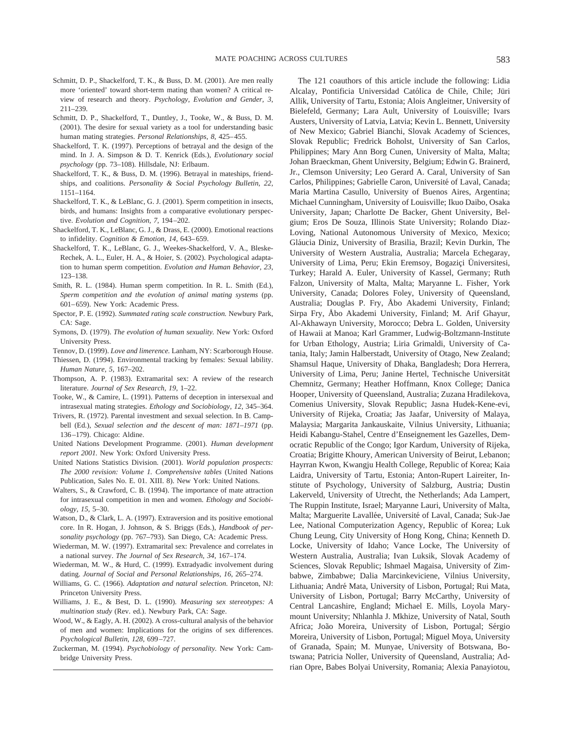Schmitt, D. P., Shackelford, T. K., & Buss, D. M. (2001). Are men really more 'oriented' toward short-term mating than women? A critical review of research and theory. *Psychology, Evolution and Gender, 3,* 211–239.

Schmitt, D. P., Shackelford, T., Duntley, J., Tooke, W., & Buss, D. M. (2001). The desire for sexual variety as a tool for understanding basic human mating strategies. *Personal Relationships, 8,* 425–455.

Shackelford, T. K. (1997). Perceptions of betrayal and the design of the mind. In J. A. Simpson & D. T. Kenrick (Eds.), *Evolutionary social psychology* (pp. 73–108). Hillsdale, NJ: Erlbaum.

Shackelford, T. K., & Buss, D. M. (1996). Betrayal in mateships, friendships, and coalitions. *Personality & Social Psychology Bulletin, 22,* 1151–1164.

Shackelford, T. K., & LeBlanc, G. J. (2001). Sperm competition in insects, birds, and humans: Insights from a comparative evolutionary perspective. *Evolution and Cognition, 7,* 194–202.

Shackelford, T. K., LeBlanc, G. J., & Drass, E. (2000). Emotional reactions to infidelity. *Cognition & Emotion, 14,* 643–659.

Shackelford, T. K., LeBlanc, G. J., Weekes-Shackelford, V. A., Bleske-Rechek, A. L., Euler, H. A., & Hoier, S. (2002). Psychological adaptation to human sperm competition. *Evolution and Human Behavior, 23,* 123–138.

Smith, R. L. (1984). Human sperm competition. In R. L. Smith (Ed.), *Sperm competition and the evolution of animal mating systems* (pp. 601–659). New York: Academic Press.

Spector, P. E. (1992). *Summated rating scale construction.* Newbury Park, CA: Sage.

Symons, D. (1979). *The evolution of human sexuality.* New York: Oxford University Press.

Tennov, D. (1999). *Love and limerence.* Lanham, NY: Scarborough House.

Thiessen, D. (1994). Environmental tracking by females: Sexual lability. *Human Nature, 5,* 167–202.

Thompson, A. P. (1983). Extramarital sex: A review of the research literature. *Journal of Sex Research, 19,* 1–22.

Tooke, W., & Camire, L. (1991). Patterns of deception in intersexual and intrasexual mating strategies. *Ethology and Sociobiology, 12,* 345–364.

Trivers, R. (1972). Parental investment and sexual selection. In B. Campbell (Ed.), *Sexual selection and the descent of man: 1871–1971* (pp. 136–179). Chicago: Aldine.

United Nations Development Programme. (2001). *Human development report 2001.* New York: Oxford University Press.

United Nations Statistics Division. (2001). *World population prospects: The 2000 revision: Volume 1. Comprehensive tables* (United Nations Publication, Sales No. E. 01. XIII. 8). New York: United Nations.

Walters, S., & Crawford, C. B. (1994). The importance of mate attraction for intrasexual competition in men and women. *Ethology and Sociobiology, 15,* 5–30.

Watson, D., & Clark, L. A. (1997). Extraversion and its positive emotional core. In R. Hogan, J. Johnson, & S. Briggs (Eds.), *Handbook of personality psychology* (pp. 767–793). San Diego, CA: Academic Press.

Wiederman, M. W. (1997). Extramarital sex: Prevalence and correlates in a national survey. *The Journal of Sex Research, 34,* 167–174.

Wiederman, M. W., & Hurd, C. (1999). Extradyadic involvement during dating. *Journal of Social and Personal Relationships, 16,* 265–274.

Williams, G. C. (1966). *Adaptation and natural selection.* Princeton, NJ: Princeton University Press.

Williams, J. E., & Best, D. L. (1990). *Measuring sex stereotypes: A multination study* (Rev. ed.). Newbury Park, CA: Sage.

Wood, W., & Eagly, A. H. (2002). A cross-cultural analysis of the behavior of men and women: Implications for the origins of sex differences. *Psychological Bulletin, 128,* 699–727.

Zuckerman, M. (1994). *Psychobiology of personality.* New York: Cambridge University Press.

The 121 coauthors of this article include the following: Lidia Alcalay, Pontificia Universidad Católica de Chile, Chile; Jüri Allik, University of Tartu, Estonia; Alois Angleitner, University of Bielefeld, Germany; Lara Ault, University of Louisville; Ivars Austers, University of Latvia, Latvia; Kevin L. Bennett, University of New Mexico; Gabriel Bianchi, Slovak Academy of Sciences, Slovak Republic; Fredrick Boholst, University of San Carlos, Philippines; Mary Ann Borg Cunen, University of Malta, Malta; Johan Braeckman, Ghent University, Belgium; Edwin G. Brainerd, Jr., Clemson University; Leo Gerard A. Caral, University of San Carlos, Philippines; Gabrielle Caron, Université of Laval, Canada; Maria Martina Casullo, University of Buenos Aires, Argentina; Michael Cunningham, University of Louisville; Ikuo Daibo, Osaka University, Japan; Charlotte De Backer, Ghent University, Belgium; Eros De Souza, Illinois State University; Rolando Diaz-Loving, National Autonomous University of Mexico, Mexico; Gláucia Diniz, University of Brasilia, Brazil; Kevin Durkin, The University of Western Australia, Australia; Marcela Echegaray, University of Lima, Peru; Ekin Eremsoy, Bogaziçi Üniversitesi, Turkey; Harald A. Euler, University of Kassel, Germany; Ruth Falzon, University of Malta, Malta; Maryanne L. Fisher, York University, Canada; Dolores Foley, University of Queensland, Australia; Douglas P. Fry, Åbo Akademi University, Finland; Sirpa Fry, Åbo Akademi University, Finland; M. Arif Ghayur, Al-Akhawayn University, Morocco; Debra L. Golden, University of Hawaii at Manoa; Karl Grammer, Ludwig-Boltzmann-Institute for Urban Ethology, Austria; Liria Grimaldi, University of Catania, Italy; Jamin Halberstadt, University of Otago, New Zealand; Shamsul Haque, University of Dhaka, Bangladesh; Dora Herrera, University of Lima, Peru; Janine Hertel, Technische Universität Chemnitz, Germany; Heather Hoffmann, Knox College; Danica Hooper, University of Queensland, Australia; Zuzana Hradilekova, Comenius University, Slovak Republic; Jasna Hudek-Kene-evi, University of Rijeka, Croatia; Jas Jaafar, University of Malaya, Malaysia; Margarita Jankauskaite, Vilnius University, Lithuania; Heidi Kabangu-Stahel, Centre d'Enseignement les Gazelles, Democratic Republic of the Congo; Igor Kardum, University of Rijeka, Croatia; Brigitte Khoury, American University of Beirut, Lebanon; Hayrran Kwon, Kwangju Health College, Republic of Korea; Kaia Laidra, University of Tartu, Estonia; Anton-Rupert Laireiter, Institute of Psychology, University of Salzburg, Austria; Dustin Lakerveld, University of Utrecht, the Netherlands; Ada Lampert, The Ruppin Institute, Israel; Maryanne Lauri, University of Malta, Malta; Marguerite Lavallée, Université of Laval, Canada; Suk-Jae Lee, National Computerization Agency, Republic of Korea; Luk Chung Leung, City University of Hong Kong, China; Kenneth D. Locke, University of Idaho; Vance Locke, The University of Western Australia, Australia; Ivan Luksik, Slovak Academy of Sciences, Slovak Republic; Ishmael Magaisa, University of Zimbabwe, Zimbabwe; Dalia Marcinkeviciene, Vilnius University, Lithuania; André Mata, University of Lisbon, Portugal; Rui Mata, University of Lisbon, Portugal; Barry McCarthy, University of Central Lancashire, England; Michael E. Mills, Loyola Marymount University; Nhlanhla J. Mkhize, University of Natal, South Africa; João Moreira, University of Lisbon, Portugal; Sérgio Moreira, University of Lisbon, Portugal; Miguel Moya, University of Granada, Spain; M. Munyae, University of Botswana, Botswana; Patricia Noller, University of Queensland, Australia; Adrian Opre, Babes Bolyai University, Romania; Alexia Panayiotou,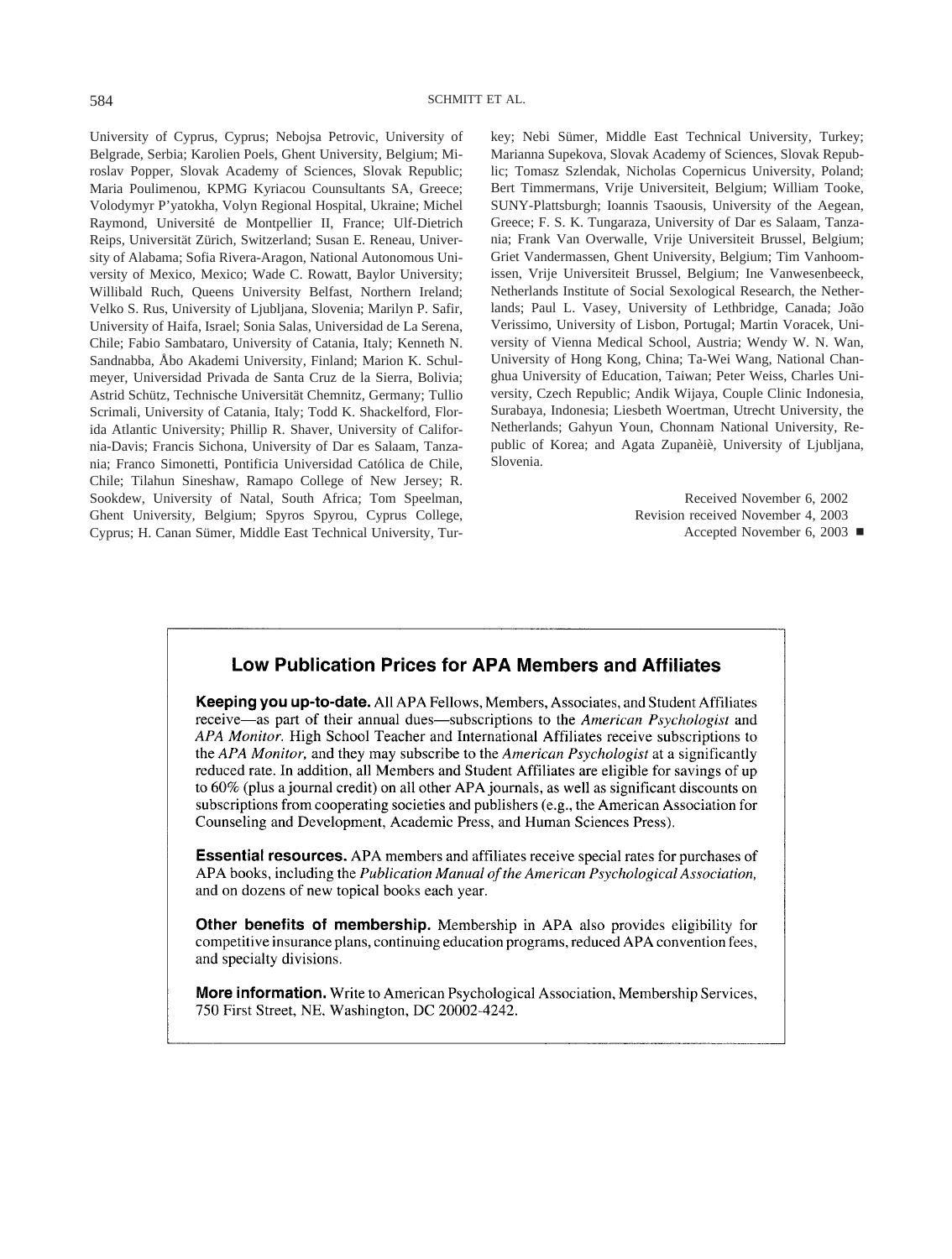University of Cyprus, Cyprus; Nebojsa Petrovic, University of Belgrade, Serbia; Karolien Poels, Ghent University, Belgium; Miroslav Popper, Slovak Academy of Sciences, Slovak Republic; Maria Poulimenou, KPMG Kyriacou Counsultants SA, Greece; Volodymyr P'yatokha, Volyn Regional Hospital, Ukraine; Michel Raymond, Université de Montpellier II, France; Ulf-Dietrich Reips, Universität Zürich, Switzerland; Susan E. Reneau, University of Alabama; Sofia Rivera-Aragon, National Autonomous University of Mexico, Mexico; Wade C. Rowatt, Baylor University; Willibald Ruch, Queens University Belfast, Northern Ireland; Velko S. Rus, University of Ljubljana, Slovenia; Marilyn P. Safir, University of Haifa, Israel; Sonia Salas, Universidad de La Serena, Chile; Fabio Sambataro, University of Catania, Italy; Kenneth N. Sandnabba, Åbo Akademi University, Finland; Marion K. Schulmeyer, Universidad Privada de Santa Cruz de la Sierra, Bolivia; Astrid Schütz, Technische Universität Chemnitz, Germany; Tullio Scrimali, University of Catania, Italy; Todd K. Shackelford, Florida Atlantic University; Phillip R. Shaver, University of California-Davis; Francis Sichona, University of Dar es Salaam, Tanzania; Franco Simonetti, Pontificia Universidad Católica de Chile, Chile; Tilahun Sineshaw, Ramapo College of New Jersey; R. Sookdew, University of Natal, South Africa; Tom Speelman, Ghent University, Belgium; Spyros Spyrou, Cyprus College, Cyprus; H. Canan Sümer, Middle East Technical University, Turkey; Nebi Sümer, Middle East Technical University, Turkey; Marianna Supekova, Slovak Academy of Sciences, Slovak Republic; Tomasz Szlendak, Nicholas Copernicus University, Poland; Bert Timmermans, Vrije Universiteit, Belgium; William Tooke, SUNY-Plattsburgh; Ioannis Tsaousis, University of the Aegean, Greece; F. S. K. Tungaraza, University of Dar es Salaam, Tanzania; Frank Van Overwalle, Vrije Universiteit Brussel, Belgium; Griet Vandermassen, Ghent University, Belgium; Tim Vanhoomissen, Vrije Universiteit Brussel, Belgium; Ine Vanwesenbeeck, Netherlands Institute of Social Sexological Research, the Netherlands; Paul L. Vasey, University of Lethbridge, Canada; João Verissimo, University of Lisbon, Portugal; Martin Voracek, University of Vienna Medical School, Austria; Wendy W. N. Wan, University of Hong Kong, China; Ta-Wei Wang, National Changhua University of Education, Taiwan; Peter Weiss, Charles University, Czech Republic; Andik Wijaya, Couple Clinic Indonesia, Surabaya, Indonesia; Liesbeth Woertman, Utrecht University, the Netherlands; Gahyun Youn, Chonnam National University, Republic of Korea; and Agata Zupanèiè, University of Ljubljana, Slovenia.

Received November 6, 2002
Revision received November 4, 2003
Accepted November 6, 2003 ■

## Low Publication Prices for APA Members and Affiliates

**Keeping you up-to-date.** All APA Fellows, Members, Associates, and Student Affiliates receive—as part of their annual dues—subscriptions to the *American Psychologist* and *APA Monitor.* High School Teacher and International Affiliates receive subscriptions to the *APA Monitor,* and they may subscribe to the *American Psychologist* at a significantly reduced rate. In addition, all Members and Student Affiliates are eligible for savings of up to 60% (plus a journal credit) on all other APA journals, as well as significant discounts on subscriptions from cooperating societies and publishers (e.g., the American Association for Counseling and Development, Academic Press, and Human Sciences Press).

**Essential resources.** APA members and affiliates receive special rates for purchases of APA books, including the *Publication Manual of the American Psychological Association,* and on dozens of new topical books each year.

**Other benefits of membership.** Membership in APA also provides eligibility for competitive insurance plans, continuing education programs, reduced APA convention fees, and specialty divisions.

**More information.** Write to American Psychological Association, Membership Services, 750 First Street, NE, Washington, DC 20002-4242.